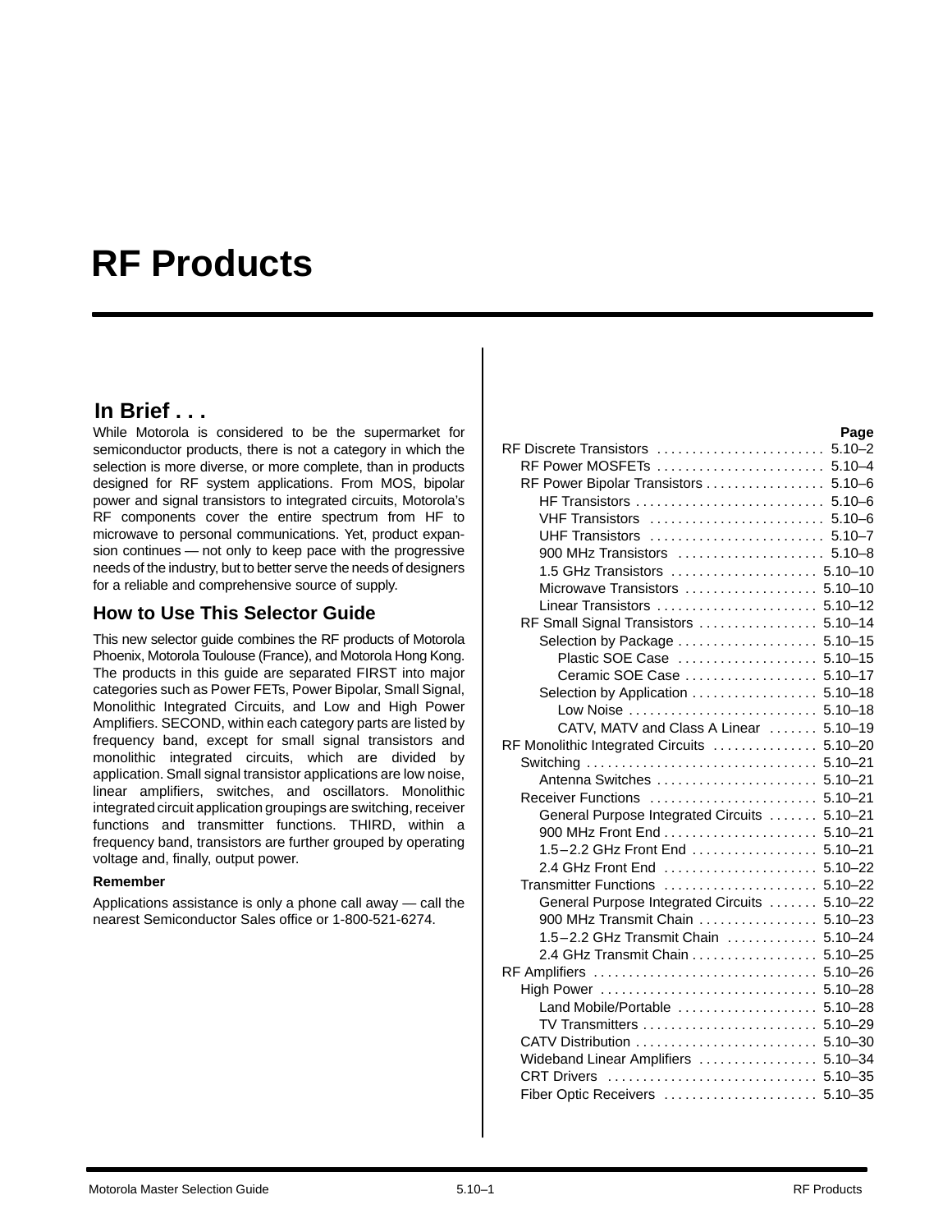# RF Products

## In Brief . . .

While Motorola is considered to be the supermarket for semiconductor products, there is not a category in which the selection is more diverse, or more complete, than in products designed for RF system applications. From MOS, bipolar power and signal transistors to integrated circuits, Motorola's RF components cover the entire spectrum from HF to microwave to personal communications. Yet, product expansion continues — not only to keep pace with the progressive needs of the industry, but to better serve the needs of designers for a reliable and comprehensive source of supply.

## How to Use This Selector Guide

This new selector guide combines the RF products of Motorola Phoenix, Motorola Toulouse (France), and Motorola Hong Kong. The products in this guide are separated FIRST into major categories such as Power FETs, Power Bipolar, Small Signal, Monolithic Integrated Circuits, and Low and High Power Amplifiers. SECOND, within each category parts are listed by frequency band, except for small signal transistors and monolithic integrated circuits, which are divided by application. Small signal transistor applications are low noise, linear amplifiers, switches, and oscillators. Monolithic integrated circuit application groupings are switching, receiver functions and transmitter functions. THIRD, within a frequency band, transistors are further grouped by operating voltage and, finally, output power.

**Remember**

Applications assistance is only a phone call away — call the nearest Semiconductor Sales office or 1-800-521-6274.

| | Page |
|---|---|
| RF Discrete Transistors | 5.10–2 |
| RF Power MOSFETs | 5.10–4 |
| RF Power Bipolar Transistors | 5.10–6 |
| HF Transistors | 5.10–6 |
| VHF Transistors | 5.10–6 |
| UHF Transistors | 5.10–7 |
| 900 MHz Transistors | 5.10–8 |
| 1.5 GHz Transistors | 5.10–10 |
| Microwave Transistors | 5.10–10 |
| Linear Transistors | 5.10–12 |
| RF Small Signal Transistors | 5.10–14 |
| Selection by Package | 5.10–15 |
| Plastic SOE Case | 5.10–15 |
| Ceramic SOE Case | 5.10–17 |
| Selection by Application | 5.10–18 |
| Low Noise | 5.10–18 |
| CATV, MATV and Class A Linear | 5.10–19 |
| RF Monolithic Integrated Circuits | 5.10–20 |
| Switching | 5.10–21 |
| Antenna Switches | 5.10–21 |
| Receiver Functions | 5.10–21 |
| General Purpose Integrated Circuits | 5.10–21 |
| 900 MHz Front End | 5.10–21 |
| 1.5–2.2 GHz Front End | 5.10–21 |
| 2.4 GHz Front End | 5.10–22 |
| Transmitter Functions | 5.10–22 |
| General Purpose Integrated Circuits | 5.10–22 |
| 900 MHz Transmit Chain | 5.10–23 |
| 1.5–2.2 GHz Transmit Chain | 5.10–24 |
| 2.4 GHz Transmit Chain | 5.10–25 |
| RF Amplifiers | 5.10–26 |
| High Power | 5.10–28 |
| Land Mobile/Portable | 5.10–28 |
| TV Transmitters | 5.10–29 |
| CATV Distribution | 5.10–30 |
| Wideband Linear Amplifiers | 5.10–34 |
| CRT Drivers | 5.10–35 |
| Fiber Optic Receivers | 5.10–35 |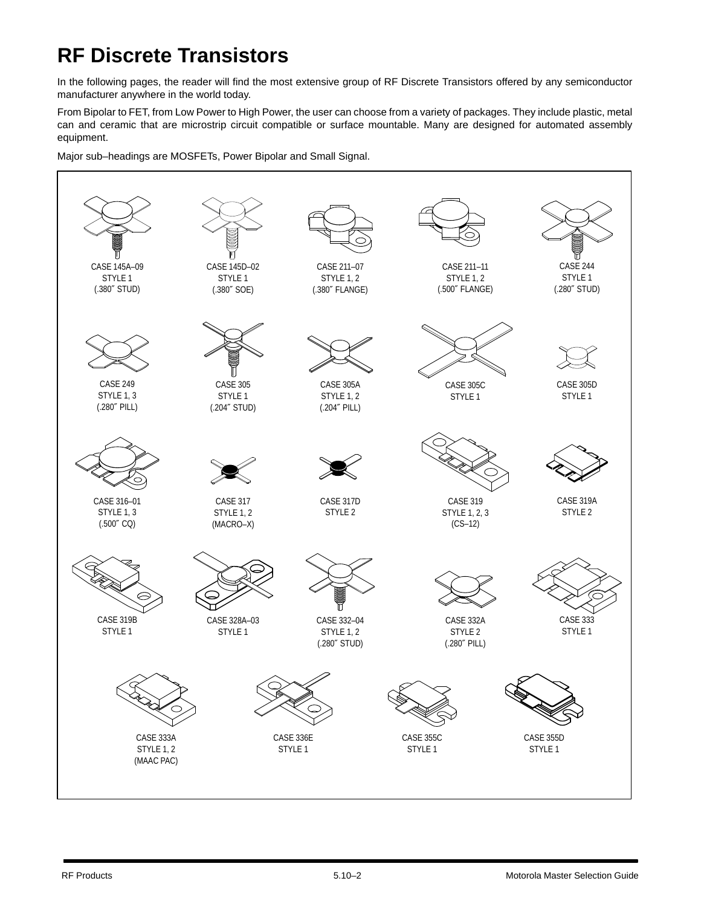# RF Discrete Transistors

In the following pages, the reader will find the most extensive group of RF Discrete Transistors offered by any semiconductor manufacturer anywhere in the world today.

From Bipolar to FET, from Low Power to High Power, the user can choose from a variety of packages. They include plastic, metal can and ceramic that are microstrip circuit compatible or surface mountable. Many are designed for automated assembly equipment.

Major sub–headings are MOSFETs, Power Bipolar and Small Signal.

CASE 145A–09
STYLE 1
(.380″ STUD)

CASE 145D–02
STYLE 1
(.380″ SOE)

CASE 211–07
STYLE 1, 2
(.380″ FLANGE)

CASE 211–11
STYLE 1, 2
(.500″ FLANGE)

CASE 244
STYLE 1
(.280″ STUD)

CASE 249
STYLE 1, 3
(.280″ PILL)

CASE 305
STYLE 1
(.204″ STUD)

CASE 305A
STYLE 1, 2
(.204″ PILL)

CASE 305C
STYLE 1

CASE 305D
STYLE 1

CASE 316–01
STYLE 1, 3
(.500″ CQ)

CASE 317
STYLE 1, 2
(MACRO–X)

CASE 317D
STYLE 2

CASE 319
STYLE 1, 2, 3
(CS–12)

CASE 319A
STYLE 2

CASE 319B
STYLE 1

CASE 328A–03
STYLE 1

CASE 332–04
STYLE 1, 2
(.280″ STUD)

CASE 332A
STYLE 2
(.280″ PILL)

CASE 333
STYLE 1

CASE 333A
STYLE 1, 2
(MAAC PAC)

CASE 336E
STYLE 1

CASE 355C
STYLE 1

CASE 355D
STYLE 1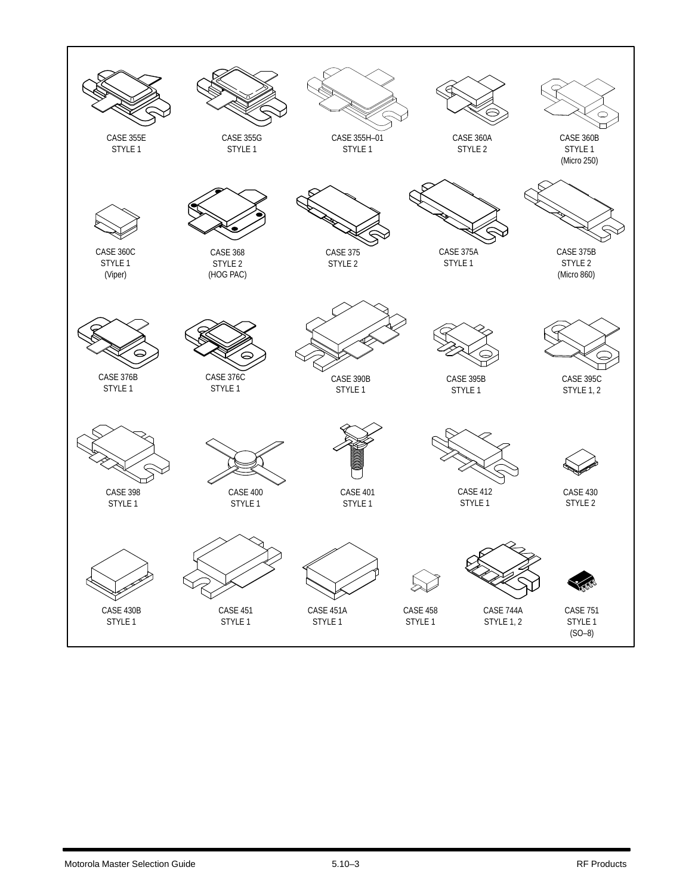CASE 355E
STYLE 1

CASE 355G
STYLE 1

CASE 355H–01
STYLE 1

CASE 360A
STYLE 2

CASE 360B
STYLE 1
(Micro 250)

CASE 360C
STYLE 1
(Viper)

CASE 368
STYLE 2
(HOG PAC)

CASE 375
STYLE 2

CASE 375A
STYLE 1

CASE 375B
STYLE 2
(Micro 860)

CASE 376B
STYLE 1

CASE 376C
STYLE 1

CASE 390B
STYLE 1

CASE 395B
STYLE 1

CASE 395C
STYLE 1, 2

CASE 398
STYLE 1

CASE 400
STYLE 1

CASE 401
STYLE 1

CASE 412
STYLE 1

CASE 430
STYLE 2

CASE 430B
STYLE 1

CASE 451
STYLE 1

CASE 451A
STYLE 1

CASE 458
STYLE 1

CASE 744A
STYLE 1, 2

CASE 751
STYLE 1
(SO–8)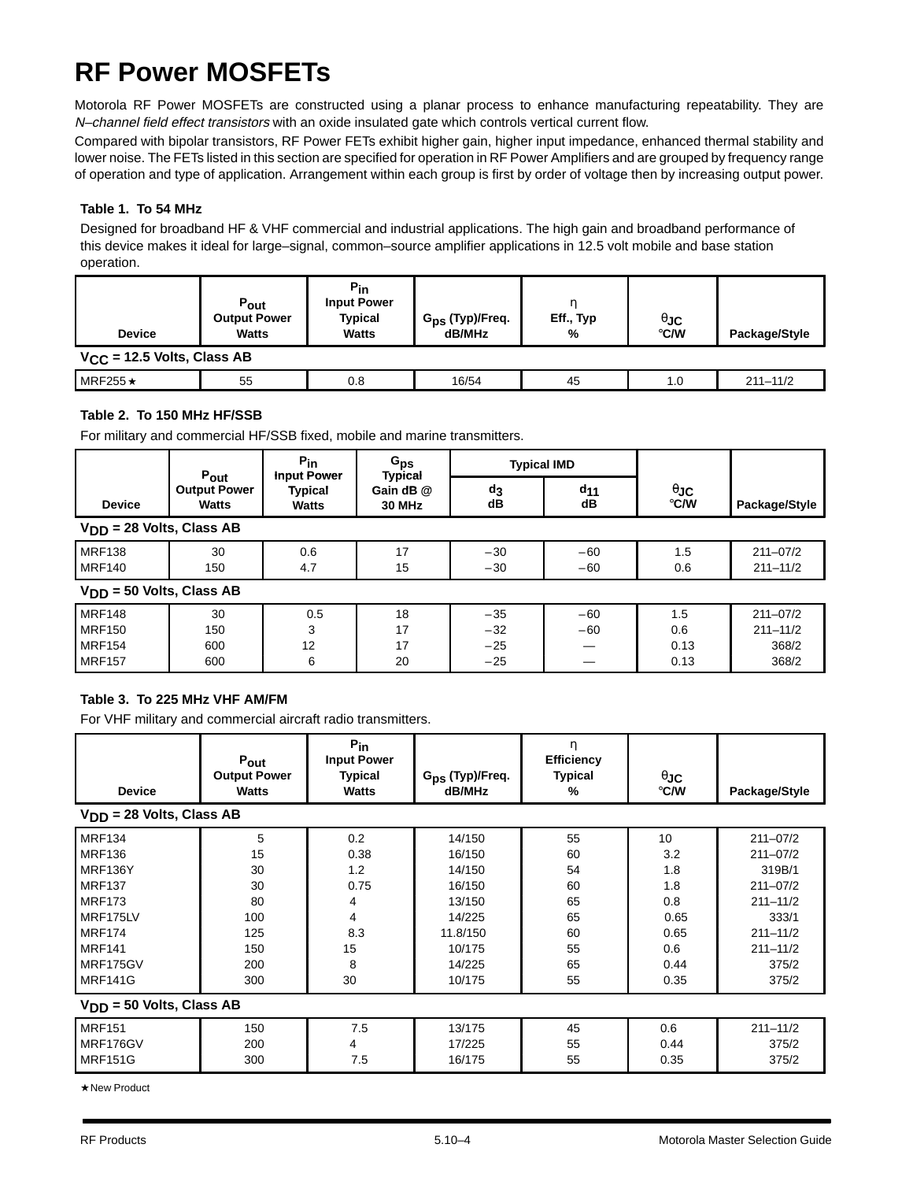# RF Power MOSFETs

Motorola RF Power MOSFETs are constructed using a planar process to enhance manufacturing repeatability. They are *N–channel field effect transistors* with an oxide insulated gate which controls vertical current flow.

Compared with bipolar transistors, RF Power FETs exhibit higher gain, higher input impedance, enhanced thermal stability and lower noise. The FETs listed in this section are specified for operation in RF Power Amplifiers and are grouped by frequency range of operation and type of application. Arrangement within each group is first by order of voltage then by increasing output power.

### Table 1. To 54 MHz

Designed for broadband HF & VHF commercial and industrial applications. The high gain and broadband performance of this device makes it ideal for large–signal, common–source amplifier applications in 12.5 volt mobile and base station operation.

| Device | $P_{out}$ Output Power Watts | $P_{in}$ Input Power Typical Watts | $G_{ps}$ (Typ)/Freq. dB/MHz | η Eff., Typ % | $\theta_{JC}$ °C/W | Package/Style |
|---|---|---|---|---|---|---|
| **$V_{CC}$ = 12.5 Volts, Class AB** | | | | | | |
| MRF255★ | 55 | 0.8 | 16/54 | 45 | 1.0 | 211–11/2 |

### Table 2. To 150 MHz HF/SSB

For military and commercial HF/SSB fixed, mobile and marine transmitters.

| Device | $P_{out}$ Output Power Watts | $P_{in}$ Input Power Typical Watts | $G_{ps}$ Typical Gain dB @ 30 MHz | Typical IMD | | $\theta_{JC}$ °C/W | Package/Style |
|---|---|---|---|---|---|---|---|
| | | | | $d_3$ dB | $d_{11}$ dB | | |
| **$V_{DD}$ = 28 Volts, Class AB** | | | | | | | |
| MRF138 | 30 | 0.6 | 17 | –30 | –60 | 1.5 | 211–07/2 |
| MRF140 | 150 | 4.7 | 15 | –30 | –60 | 0.6 | 211–11/2 |
| **$V_{DD}$ = 50 Volts, Class AB** | | | | | | | |
| MRF148 | 30 | 0.5 | 18 | –35 | –60 | 1.5 | 211–07/2 |
| MRF150 | 150 | 3 | 17 | –32 | –60 | 0.6 | 211–11/2 |
| MRF154 | 600 | 12 | 17 | –25 | — | 0.13 | 368/2 |
| MRF157 | 600 | 6 | 20 | –25 | — | 0.13 | 368/2 |

### Table 3. To 225 MHz VHF AM/FM

For VHF military and commercial aircraft radio transmitters.

| Device | $P_{out}$ Output Power Watts | $P_{in}$ Input Power Typical Watts | $G_{ps}$ (Typ)/Freq. dB/MHz | η Efficiency Typical % | $\theta_{JC}$ °C/W | Package/Style |
|---|---|---|---|---|---|---|
| **$V_{DD}$ = 28 Volts, Class AB** | | | | | | |
| MRF134 | 5 | 0.2 | 14/150 | 55 | 10 | 211–07/2 |
| MRF136 | 15 | 0.38 | 16/150 | 60 | 3.2 | 211–07/2 |
| MRF136Y | 30 | 1.2 | 14/150 | 54 | 1.8 | 319B/1 |
| MRF137 | 30 | 0.75 | 16/150 | 60 | 1.8 | 211–07/2 |
| MRF173 | 80 | 4 | 13/150 | 65 | 0.8 | 211–11/2 |
| MRF175LV | 100 | 4 | 14/225 | 65 | 0.65 | 333/1 |
| MRF174 | 125 | 8.3 | 11.8/150 | 60 | 0.65 | 211–11/2 |
| MRF141 | 150 | 15 | 10/175 | 55 | 0.6 | 211–11/2 |
| MRF175GV | 200 | 8 | 14/225 | 65 | 0.44 | 375/2 |
| MRF141G | 300 | 30 | 10/175 | 55 | 0.35 | 375/2 |
| **$V_{DD}$ = 50 Volts, Class AB** | | | | | | |
| MRF151 | 150 | 7.5 | 13/175 | 45 | 0.6 | 211–11/2 |
| MRF176GV | 200 | 4 | 17/225 | 55 | 0.44 | 375/2 |
| MRF151G | 300 | 7.5 | 16/175 | 55 | 0.35 | 375/2 |

★New Product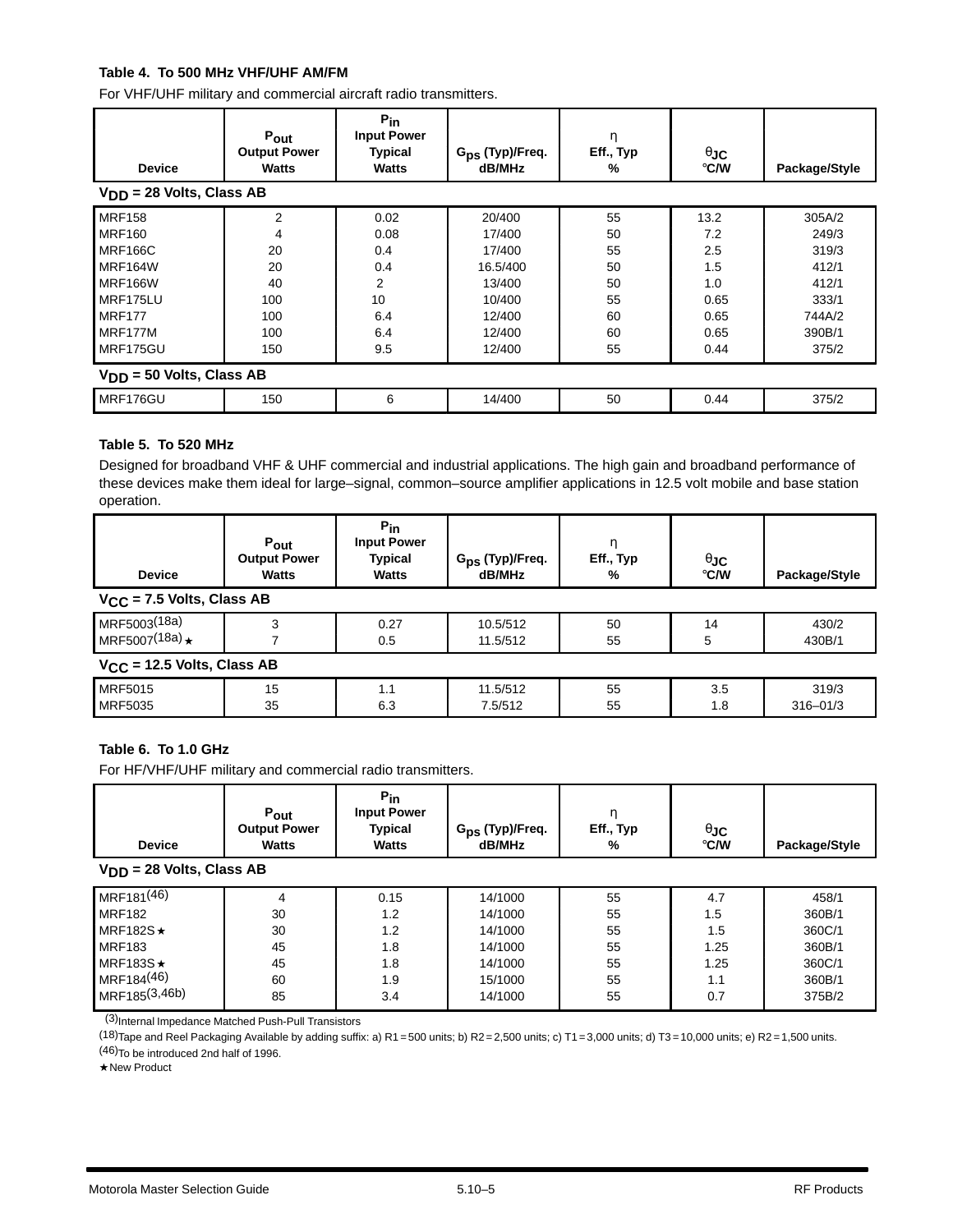### Table 4. To 500 MHz VHF/UHF AM/FM

For VHF/UHF military and commercial aircraft radio transmitters.

| Device | $P_{out}$ Output Power Watts | $P_{in}$ Input Power Typical Watts | $G_{ps}$ (Typ)/Freq. dB/MHz | η Eff., Typ % | $θ_{JC}$ °C/W | Package/Style |
|---|---|---|---|---|---|---|
| **$V_{DD}$ = 28 Volts, Class AB** | | | | | | |
| MRF158 | 2 | 0.02 | 20/400 | 55 | 13.2 | 305A/2 |
| MRF160 | 4 | 0.08 | 17/400 | 50 | 7.2 | 249/3 |
| MRF166C | 20 | 0.4 | 17/400 | 55 | 2.5 | 319/3 |
| MRF164W | 20 | 0.4 | 16.5/400 | 50 | 1.5 | 412/1 |
| MRF166W | 40 | 2 | 13/400 | 50 | 1.0 | 412/1 |
| MRF175LU | 100 | 10 | 10/400 | 55 | 0.65 | 333/1 |
| MRF177 | 100 | 6.4 | 12/400 | 60 | 0.65 | 744A/2 |
| MRF177M | 100 | 6.4 | 12/400 | 60 | 0.65 | 390B/1 |
| MRF175GU | 150 | 9.5 | 12/400 | 55 | 0.44 | 375/2 |
| **$V_{DD}$ = 50 Volts, Class AB** | | | | | | |
| MRF176GU | 150 | 6 | 14/400 | 50 | 0.44 | 375/2 |

### Table 5. To 520 MHz

Designed for broadband VHF & UHF commercial and industrial applications. The high gain and broadband performance of these devices make them ideal for large–signal, common–source amplifier applications in 12.5 volt mobile and base station operation.

| Device | $P_{out}$ Output Power Watts | $P_{in}$ Input Power Typical Watts | $G_{ps}$ (Typ)/Freq. dB/MHz | η Eff., Typ % | $θ_{JC}$ °C/W | Package/Style |
|---|---|---|---|---|---|---|
| **$V_{CC}$ = 7.5 Volts, Class AB** | | | | | | |
| MRF5003(18a) | 3 | 0.27 | 10.5/512 | 50 | 14 | 430/2 |
| MRF5007(18a) ★ | 7 | 0.5 | 11.5/512 | 55 | 5 | 430B/1 |
| **$V_{CC}$ = 12.5 Volts, Class AB** | | | | | | |
| MRF5015 | 15 | 1.1 | 11.5/512 | 55 | 3.5 | 319/3 |
| MRF5035 | 35 | 6.3 | 7.5/512 | 55 | 1.8 | 316–01/3 |

### Table 6. To 1.0 GHz

For HF/VHF/UHF military and commercial radio transmitters.

| Device | $P_{out}$ Output Power Watts | $P_{in}$ Input Power Typical Watts | $G_{ps}$ (Typ)/Freq. dB/MHz | η Eff., Typ % | $θ_{JC}$ °C/W | Package/Style |
|---|---|---|---|---|---|---|
| **$V_{DD}$ = 28 Volts, Class AB** | | | | | | |
| MRF181(46) | 4 | 0.15 | 14/1000 | 55 | 4.7 | 458/1 |
| MRF182 | 30 | 1.2 | 14/1000 | 55 | 1.5 | 360B/1 |
| MRF182S ★ | 30 | 1.2 | 14/1000 | 55 | 1.5 | 360C/1 |
| MRF183 | 45 | 1.8 | 14/1000 | 55 | 1.25 | 360B/1 |
| MRF183S ★ | 45 | 1.8 | 14/1000 | 55 | 1.25 | 360C/1 |
| MRF184(46) | 60 | 1.9 | 15/1000 | 55 | 1.1 | 360B/1 |
| MRF185(3,46b) | 85 | 3.4 | 14/1000 | 55 | 0.7 | 375B/2 |

(3) Internal Impedance Matched Push-Pull Transistors

(18) Tape and Reel Packaging Available by adding suffix: a) R1 = 500 units; b) R2 = 2,500 units; c) T1 = 3,000 units; d) T3 = 10,000 units; e) R2 = 1,500 units.

(46) To be introduced 2nd half of 1996.

★ New Product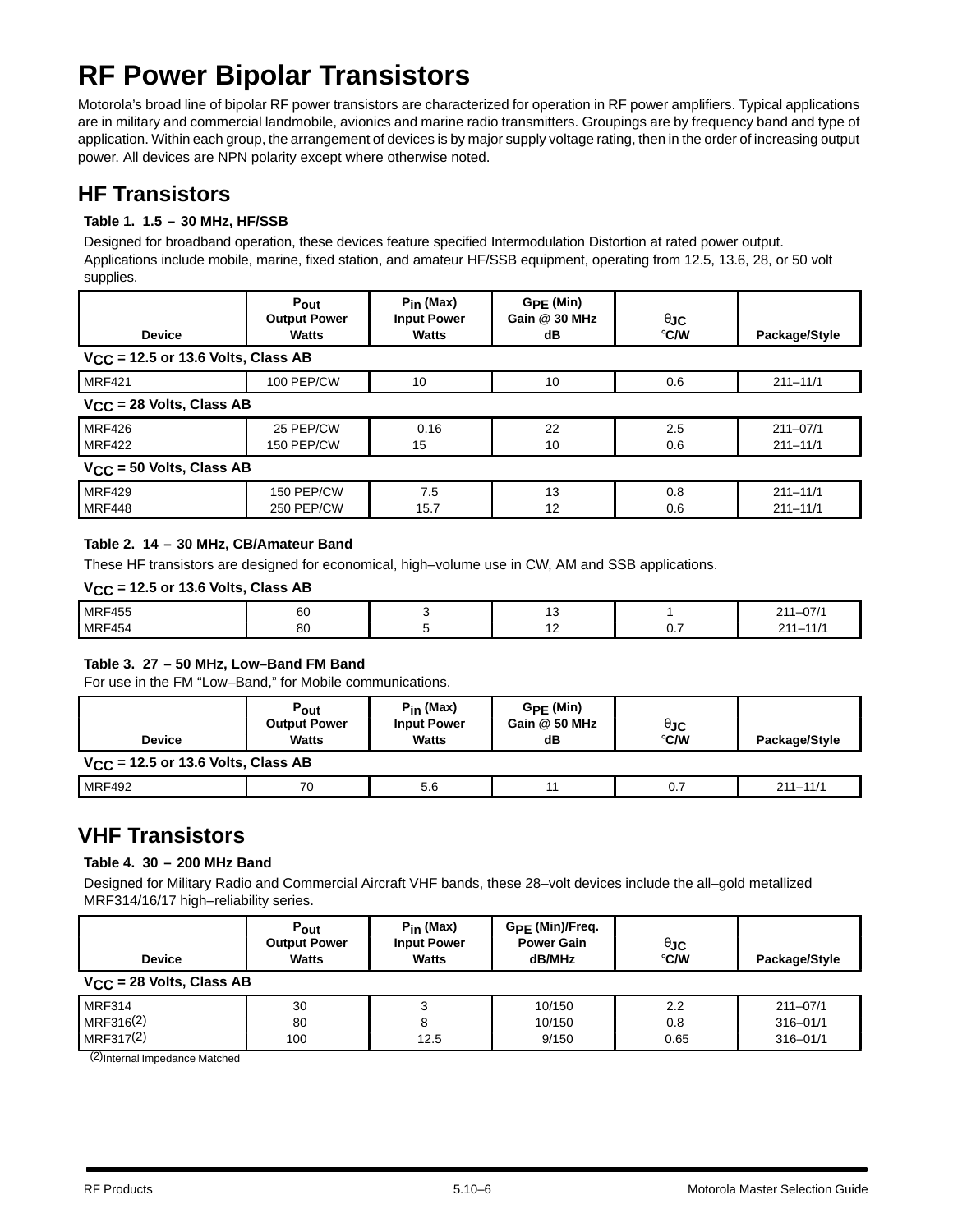# RF Power Bipolar Transistors

Motorola's broad line of bipolar RF power transistors are characterized for operation in RF power amplifiers. Typical applications are in military and commercial landmobile, avionics and marine radio transmitters. Groupings are by frequency band and type of application. Within each group, the arrangement of devices is by major supply voltage rating, then in the order of increasing output power. All devices are NPN polarity except where otherwise noted.

## HF Transistors

**Table 1. 1.5 – 30 MHz, HF/SSB**

Designed for broadband operation, these devices feature specified Intermodulation Distortion at rated power output. Applications include mobile, marine, fixed station, and amateur HF/SSB equipment, operating from 12.5, 13.6, 28, or 50 volt supplies.

| Device | $P_{out}$ Output Power Watts | $P_{in}$ (Max) Input Power Watts | $G_{PE}$ (Min) Gain @ 30 MHz dB | $\theta_{JC}$ °C/W | Package/Style |
|---|---|---|---|---|---|
| **$V_{CC}$ = 12.5 or 13.6 Volts, Class AB** | | | | | |
| MRF421 | 100 PEP/CW | 10 | 10 | 0.6 | 211–11/1 |
| **$V_{CC}$ = 28 Volts, Class AB** | | | | | |
| MRF426 | 25 PEP/CW | 0.16 | 22 | 2.5 | 211–07/1 |
| MRF422 | 150 PEP/CW | 15 | 10 | 0.6 | 211–11/1 |
| **$V_{CC}$ = 50 Volts, Class AB** | | | | | |
| MRF429 | 150 PEP/CW | 7.5 | 13 | 0.8 | 211–11/1 |
| MRF448 | 250 PEP/CW | 15.7 | 12 | 0.6 | 211–11/1 |

**Table 2. 14 – 30 MHz, CB/Amateur Band**

These HF transistors are designed for economical, high–volume use in CW, AM and SSB applications.

**$V_{CC}$ = 12.5 or 13.6 Volts, Class AB**

| Device | $P_{out}$ Output Power Watts | $P_{in}$ (Max) Input Power Watts | $G_{PE}$ (Min) Gain dB | $\theta_{JC}$ °C/W | Package/Style |
|---|---|---|---|---|---|
| MRF455 | 60 | 3 | 13 | 1 | 211–07/1 |
| MRF454 | 80 | 5 | 12 | 0.7 | 211–11/1 |

**Table 3. 27 – 50 MHz, Low–Band FM Band**

For use in the FM "Low–Band," for Mobile communications.

| Device | $P_{out}$ Output Power Watts | $P_{in}$ (Max) Input Power Watts | $G_{PE}$ (Min) Gain @ 50 MHz dB | $\theta_{JC}$ °C/W | Package/Style |
|---|---|---|---|---|---|
| **$V_{CC}$ = 12.5 or 13.6 Volts, Class AB** | | | | | |
| MRF492 | 70 | 5.6 | 11 | 0.7 | 211–11/1 |

## VHF Transistors

**Table 4. 30 – 200 MHz Band**

Designed for Military Radio and Commercial Aircraft VHF bands, these 28–volt devices include the all–gold metallized MRF314/16/17 high–reliability series.

| Device | $P_{out}$ Output Power Watts | $P_{in}$ (Max) Input Power Watts | $G_{PE}$ (Min)/Freq. Power Gain dB/MHz | $\theta_{JC}$ °C/W | Package/Style |
|---|---|---|---|---|---|
| **$V_{CC}$ = 28 Volts, Class AB** | | | | | |
| MRF314 | 30 | 3 | 10/150 | 2.2 | 211–07/1 |
| MRF316(2) | 80 | 8 | 10/150 | 0.8 | 316–01/1 |
| MRF317(2) | 100 | 12.5 | 9/150 | 0.65 | 316–01/1 |

(2)Internal Impedance Matched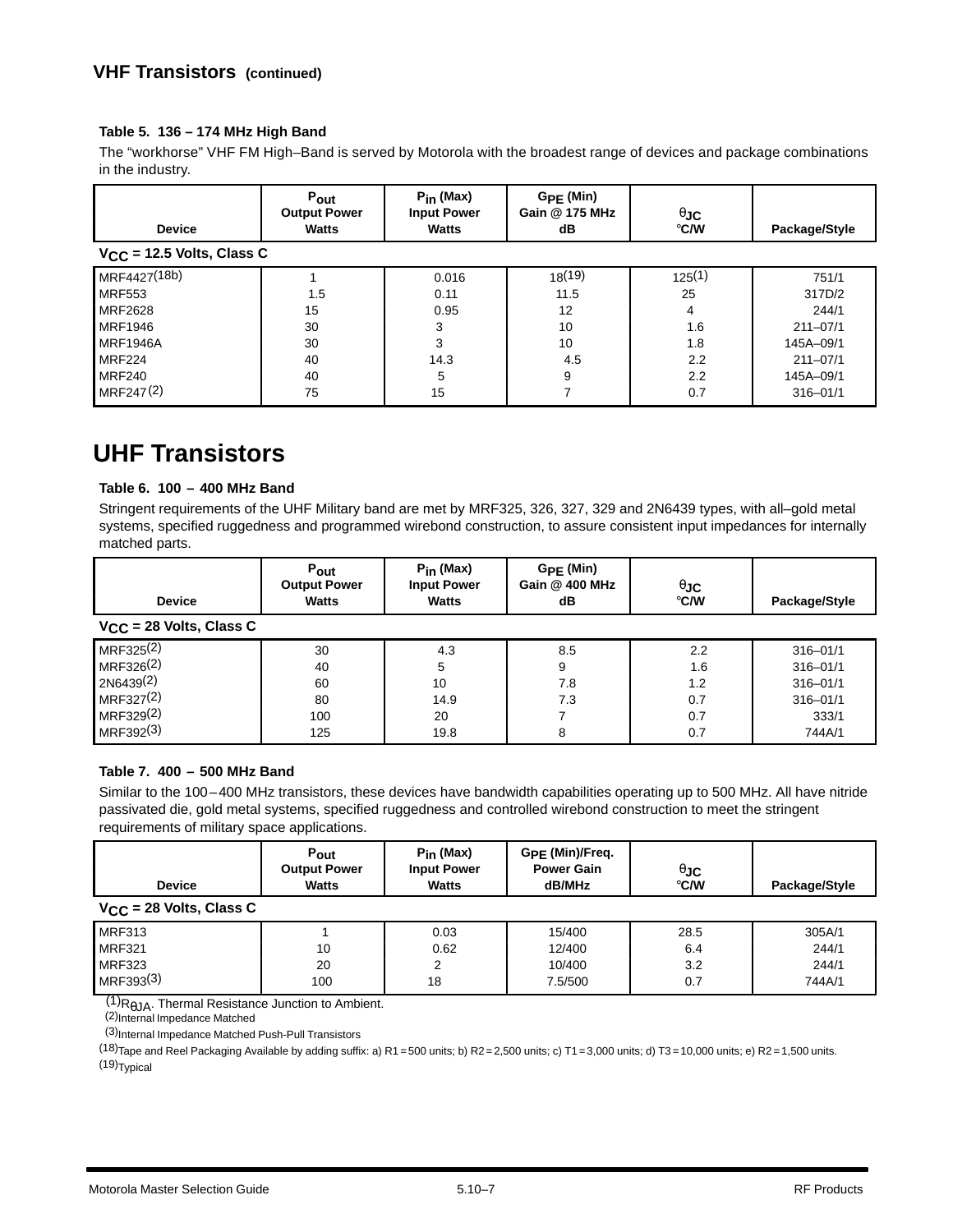## VHF Transistors (continued)

### Table 5. 136 – 174 MHz High Band

The "workhorse" VHF FM High–Band is served by Motorola with the broadest range of devices and package combinations in the industry.

| Device | $P_{out}$ Output Power Watts | $P_{in}$ (Max) Input Power Watts | $G_{PE}$ (Min) Gain @ 175 MHz dB | $\theta_{JC}$ °C/W | Package/Style |
|---|---|---|---|---|---|
| **$V_{CC}$ = 12.5 Volts, Class C** | | | | | |
| MRF4427[18b] | 1 | 0.016 | 18[19] | 125[1] | 751/1 |
| MRF553 | 1.5 | 0.11 | 11.5 | 25 | 317D/2 |
| MRF2628 | 15 | 0.95 | 12 | 4 | 244/1 |
| MRF1946 | 30 | 3 | 10 | 1.6 | 211–07/1 |
| MRF1946A | 30 | 3 | 10 | 1.8 | 145A–09/1 |
| MRF224 | 40 | 14.3 | 4.5 | 2.2 | 211–07/1 |
| MRF240 | 40 | 5 | 9 | 2.2 | 145A–09/1 |
| MRF247[2] | 75 | 15 | 7 | 0.7 | 316–01/1 |

# UHF Transistors

### Table 6. 100 – 400 MHz Band

Stringent requirements of the UHF Military band are met by MRF325, 326, 327, 329 and 2N6439 types, with all–gold metal systems, specified ruggedness and programmed wirebond construction, to assure consistent input impedances for internally matched parts.

| Device | $P_{out}$ Output Power Watts | $P_{in}$ (Max) Input Power Watts | $G_{PE}$ (Min) Gain @ 400 MHz dB | $\theta_{JC}$ °C/W | Package/Style |
|---|---|---|---|---|---|
| **$V_{CC}$ = 28 Volts, Class C** | | | | | |
| MRF325[2] | 30 | 4.3 | 8.5 | 2.2 | 316–01/1 |
| MRF326[2] | 40 | 5 | 9 | 1.6 | 316–01/1 |
| 2N6439[2] | 60 | 10 | 7.8 | 1.2 | 316–01/1 |
| MRF327[2] | 80 | 14.9 | 7.3 | 0.7 | 316–01/1 |
| MRF329[2] | 100 | 20 | 7 | 0.7 | 333/1 |
| MRF392[3] | 125 | 19.8 | 8 | 0.7 | 744A/1 |

### Table 7. 400 – 500 MHz Band

Similar to the 100–400 MHz transistors, these devices have bandwidth capabilities operating up to 500 MHz. All have nitride passivated die, gold metal systems, specified ruggedness and controlled wirebond construction to meet the stringent requirements of military space applications.

| Device | $P_{out}$ Output Power Watts | $P_{in}$ (Max) Input Power Watts | $G_{PE}$ (Min)/Freq. Power Gain dB/MHz | $\theta_{JC}$ °C/W | Package/Style |
|---|---|---|---|---|---|
| **$V_{CC}$ = 28 Volts, Class C** | | | | | |
| MRF313 | 1 | 0.03 | 15/400 | 28.5 | 305A/1 |
| MRF321 | 10 | 0.62 | 12/400 | 6.4 | 244/1 |
| MRF323 | 20 | 2 | 10/400 | 3.2 | 244/1 |
| MRF393[3] | 100 | 18 | 7.5/500 | 0.7 | 744A/1 |

[1] $R_{\theta JA}$. Thermal Resistance Junction to Ambient.
[2] Internal Impedance Matched
[3] Internal Impedance Matched Push-Pull Transistors
[18] Tape and Reel Packaging Available by adding suffix: a) R1 = 500 units; b) R2 = 2,500 units; c) T1 = 3,000 units; d) T3 = 10,000 units; e) R2 = 1,500 units.
[19] Typical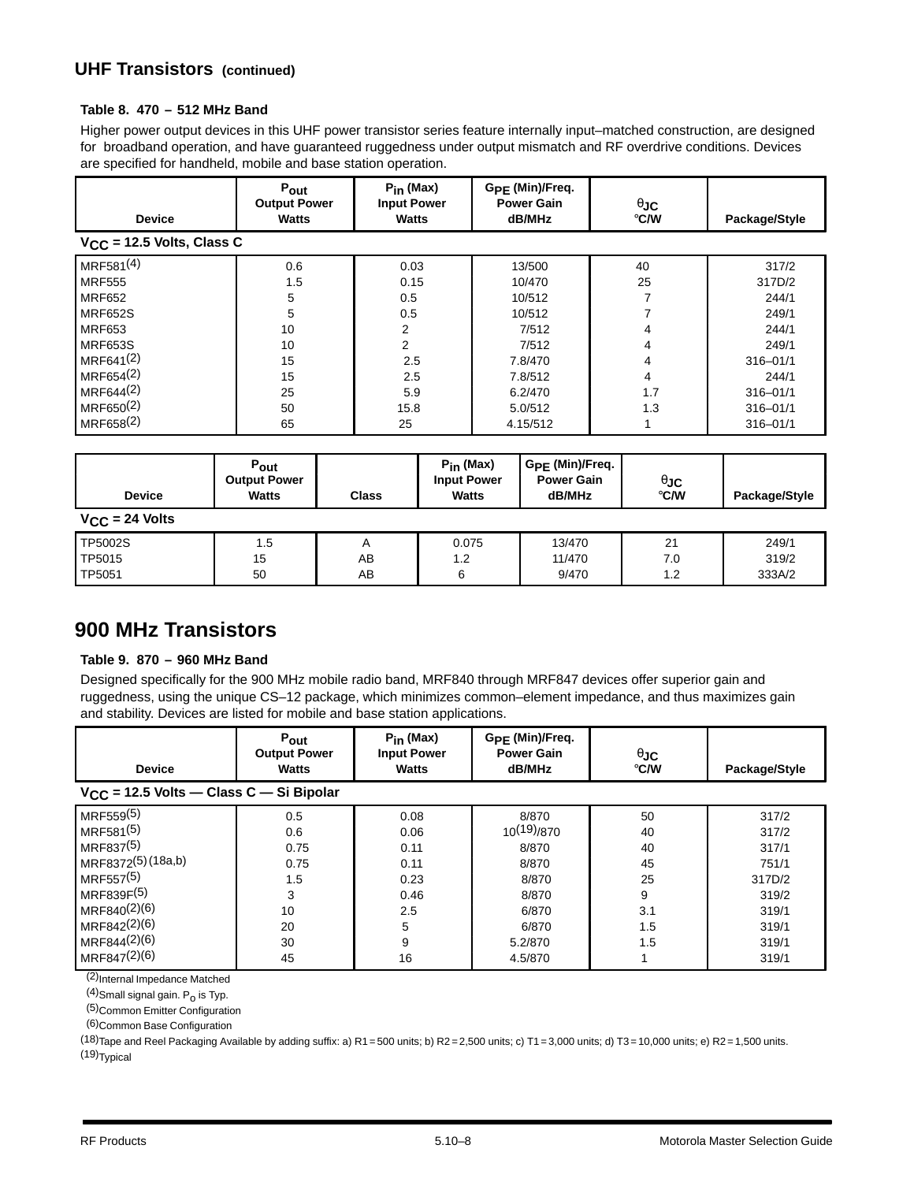## UHF Transistors (continued)

### Table 8. 470 – 512 MHz Band

Higher power output devices in this UHF power transistor series feature internally input–matched construction, are designed for broadband operation, and have guaranteed ruggedness under output mismatch and RF overdrive conditions. Devices are specified for handheld, mobile and base station operation.

| Device | $P_{out}$ Output Power Watts | $P_{in}$ (Max) Input Power Watts | $G_{PE}$ (Min)/Freq. Power Gain dB/MHz | $\theta_{JC}$ °C/W | Package/Style |
|---|---|---|---|---|---|
| **$V_{CC}$ = 12.5 Volts, Class C** | | | | | |
| MRF581(4) | 0.6 | 0.03 | 13/500 | 40 | 317/2 |
| MRF555 | 1.5 | 0.15 | 10/470 | 25 | 317D/2 |
| MRF652 | 5 | 0.5 | 10/512 | 7 | 244/1 |
| MRF652S | 5 | 0.5 | 10/512 | 7 | 249/1 |
| MRF653 | 10 | 2 | 7/512 | 4 | 244/1 |
| MRF653S | 10 | 2 | 7/512 | 4 | 249/1 |
| MRF641(2) | 15 | 2.5 | 7.8/470 | 4 | 316–01/1 |
| MRF654(2) | 15 | 2.5 | 7.8/512 | 4 | 244/1 |
| MRF644(2) | 25 | 5.9 | 6.2/470 | 1.7 | 316–01/1 |
| MRF650(2) | 50 | 15.8 | 5.0/512 | 1.3 | 316–01/1 |
| MRF658(2) | 65 | 25 | 4.15/512 | 1 | 316–01/1 |

| Device | $P_{out}$ Output Power Watts | Class | $P_{in}$ (Max) Input Power Watts | $G_{PE}$ (Min)/Freq. Power Gain dB/MHz | $\theta_{JC}$ °C/W | Package/Style |
|---|---|---|---|---|---|---|
| **$V_{CC}$ = 24 Volts** | | | | | | |
| TP5002S | 1.5 | A | 0.075 | 13/470 | 21 | 249/1 |
| TP5015 | 15 | AB | 1.2 | 11/470 | 7.0 | 319/2 |
| TP5051 | 50 | AB | 6 | 9/470 | 1.2 | 333A/2 |

## 900 MHz Transistors

### Table 9. 870 – 960 MHz Band

Designed specifically for the 900 MHz mobile radio band, MRF840 through MRF847 devices offer superior gain and ruggedness, using the unique CS–12 package, which minimizes common–element impedance, and thus maximizes gain and stability. Devices are listed for mobile and base station applications.

| Device | $P_{out}$ Output Power Watts | $P_{in}$ (Max) Input Power Watts | $G_{PE}$ (Min)/Freq. Power Gain dB/MHz | $\theta_{JC}$ °C/W | Package/Style |
|---|---|---|---|---|---|
| **$V_{CC}$ = 12.5 Volts — Class C — Si Bipolar** | | | | | |
| MRF559(5) | 0.5 | 0.08 | 8/870 | 50 | 317/2 |
| MRF581(5) | 0.6 | 0.06 | 10(19)/870 | 40 | 317/2 |
| MRF837(5) | 0.75 | 0.11 | 8/870 | 40 | 317/1 |
| MRF8372(5)(18a,b) | 0.75 | 0.11 | 8/870 | 45 | 751/1 |
| MRF557(5) | 1.5 | 0.23 | 8/870 | 25 | 317D/2 |
| MRF839F(5) | 3 | 0.46 | 8/870 | 9 | 319/2 |
| MRF840(2)(6) | 10 | 2.5 | 6/870 | 3.1 | 319/1 |
| MRF842(2)(6) | 20 | 5 | 6/870 | 1.5 | 319/1 |
| MRF844(2)(6) | 30 | 9 | 5.2/870 | 1.5 | 319/1 |
| MRF847(2)(6) | 45 | 16 | 4.5/870 | 1 | 319/1 |

(2) Internal Impedance Matched
(4) Small signal gain. $P_o$ is Typ.
(5) Common Emitter Configuration
(6) Common Base Configuration
(18) Tape and Reel Packaging Available by adding suffix: a) R1 = 500 units; b) R2 = 2,500 units; c) T1 = 3,000 units; d) T3 = 10,000 units; e) R2 = 1,500 units.
(19) Typical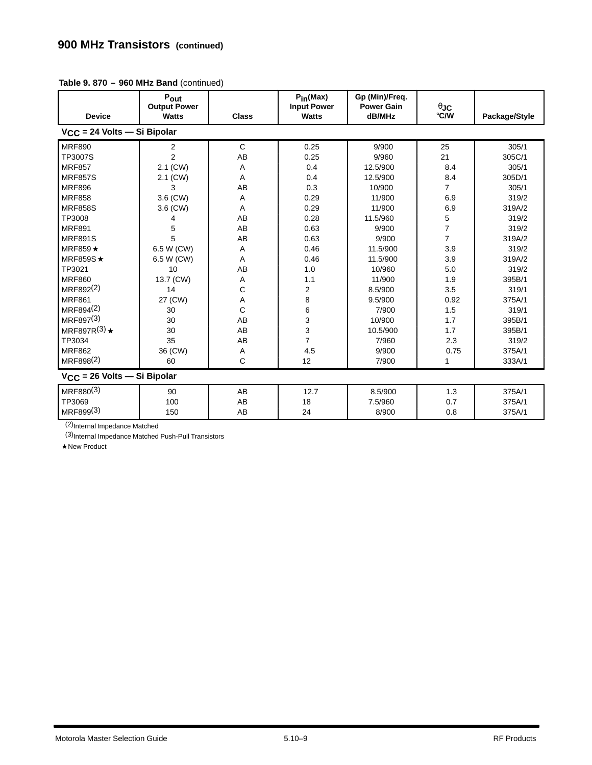## 900 MHz Transistors (continued)

**Table 9. 870 – 960 MHz Band** (continued)

| Device | $P_{out}$ Output Power Watts | Class | $P_{in}$(Max) Input Power Watts | Gp (Min)/Freq. Power Gain dB/MHz | $\theta_{JC}$ °C/W | Package/Style |
|---|---|---|---|---|---|---|
| **$V_{CC}$ = 24 Volts — Si Bipolar** | | | | | | |
| MRF890 | 2 | C | 0.25 | 9/900 | 25 | 305/1 |
| TP3007S | 2 | AB | 0.25 | 9/960 | 21 | 305C/1 |
| MRF857 | 2.1 (CW) | A | 0.4 | 12.5/900 | 8.4 | 305/1 |
| MRF857S | 2.1 (CW) | A | 0.4 | 12.5/900 | 8.4 | 305D/1 |
| MRF896 | 3 | AB | 0.3 | 10/900 | 7 | 305/1 |
| MRF858 | 3.6 (CW) | A | 0.29 | 11/900 | 6.9 | 319/2 |
| MRF858S | 3.6 (CW) | A | 0.29 | 11/900 | 6.9 | 319A/2 |
| TP3008 | 4 | AB | 0.28 | 11.5/960 | 5 | 319/2 |
| MRF891 | 5 | AB | 0.63 | 9/900 | 7 | 319/2 |
| MRF891S | 5 | AB | 0.63 | 9/900 | 7 | 319A/2 |
| MRF859★ | 6.5 W (CW) | A | 0.46 | 11.5/900 | 3.9 | 319/2 |
| MRF859S★ | 6.5 W (CW) | A | 0.46 | 11.5/900 | 3.9 | 319A/2 |
| TP3021 | 10 | AB | 1.0 | 10/960 | 5.0 | 319/2 |
| MRF860 | 13.7 (CW) | A | 1.1 | 11/900 | 1.9 | 395B/1 |
| MRF892(2) | 14 | C | 2 | 8.5/900 | 3.5 | 319/1 |
| MRF861 | 27 (CW) | A | 8 | 9.5/900 | 0.92 | 375A/1 |
| MRF894(2) | 30 | C | 6 | 7/900 | 1.5 | 319/1 |
| MRF897(3) | 30 | AB | 3 | 10/900 | 1.7 | 395B/1 |
| MRF897R(3)★ | 30 | AB | 3 | 10.5/900 | 1.7 | 395B/1 |
| TP3034 | 35 | AB | 7 | 7/960 | 2.3 | 319/2 |
| MRF862 | 36 (CW) | A | 4.5 | 9/900 | 0.75 | 375A/1 |
| MRF898(2) | 60 | C | 12 | 7/900 | 1 | 333A/1 |
| **$V_{CC}$ = 26 Volts — Si Bipolar** | | | | | | |
| MRF880(3) | 90 | AB | 12.7 | 8.5/900 | 1.3 | 375A/1 |
| TP3069 | 100 | AB | 18 | 7.5/960 | 0.7 | 375A/1 |
| MRF899(3) | 150 | AB | 24 | 8/900 | 0.8 | 375A/1 |

(2) Internal Impedance Matched
(3) Internal Impedance Matched Push-Pull Transistors
★ New Product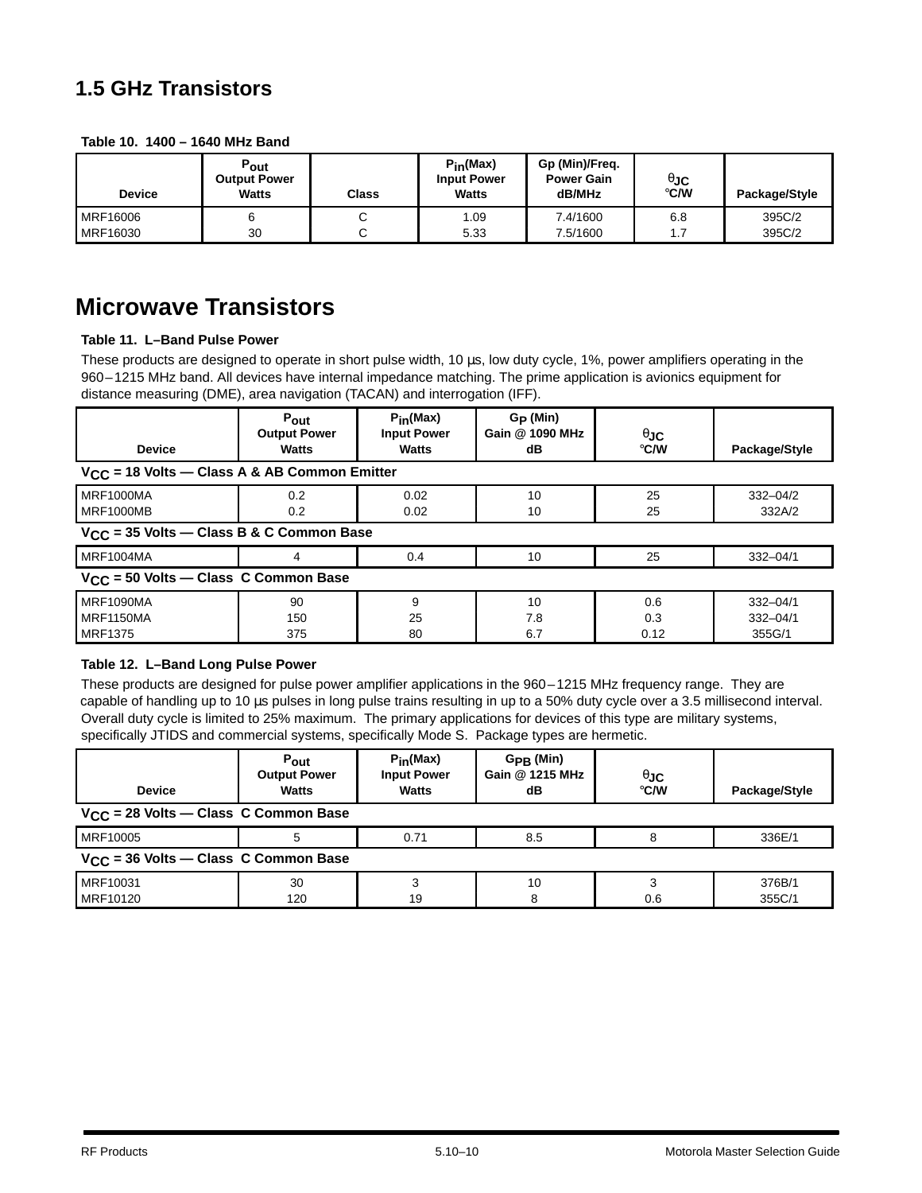## 1.5 GHz Transistors

**Table 10. 1400 – 1640 MHz Band**

| Device | $P_{out}$ Output Power Watts | Class | $P_{in}$(Max) Input Power Watts | Gp (Min)/Freq. Power Gain dB/MHz | $\theta_{JC}$ °C/W | Package/Style |
|---|---|---|---|---|---|---|
| MRF16006 | 6 | C | 1.09 | 7.4/1600 | 6.8 | 395C/2 |
| MRF16030 | 30 | C | 5.33 | 7.5/1600 | 1.7 | 395C/2 |

## Microwave Transistors

**Table 11. L–Band Pulse Power**

These products are designed to operate in short pulse width, 10 µs, low duty cycle, 1%, power amplifiers operating in the 960 – 1215 MHz band. All devices have internal impedance matching. The prime application is avionics equipment for distance measuring (DME), area navigation (TACAN) and interrogation (IFF).

| Device | $P_{out}$ Output Power Watts | $P_{in}$(Max) Input Power Watts | $G_P$ (Min) Gain @ 1090 MHz dB | $\theta_{JC}$ °C/W | Package/Style |
|---|---|---|---|---|---|
| **$V_{CC}$ = 18 Volts — Class A & AB Common Emitter** | | | | | |
| MRF1000MA | 0.2 | 0.02 | 10 | 25 | 332–04/2 |
| MRF1000MB | 0.2 | 0.02 | 10 | 25 | 332A/2 |
| **$V_{CC}$ = 35 Volts — Class B & C Common Base** | | | | | |
| MRF1004MA | 4 | 0.4 | 10 | 25 | 332–04/1 |
| **$V_{CC}$ = 50 Volts — Class C Common Base** | | | | | |
| MRF1090MA | 90 | 9 | 10 | 0.6 | 332–04/1 |
| MRF1150MA | 150 | 25 | 7.8 | 0.3 | 332–04/1 |
| MRF1375 | 375 | 80 | 6.7 | 0.12 | 355G/1 |

**Table 12. L–Band Long Pulse Power**

These products are designed for pulse power amplifier applications in the 960 – 1215 MHz frequency range. They are capable of handling up to 10 µs pulses in long pulse trains resulting in up to a 50% duty cycle over a 3.5 millisecond interval. Overall duty cycle is limited to 25% maximum. The primary applications for devices of this type are military systems, specifically JTIDS and commercial systems, specifically Mode S. Package types are hermetic.

| Device | $P_{out}$ Output Power Watts | $P_{in}$(Max) Input Power Watts | $G_{PB}$ (Min) Gain @ 1215 MHz dB | $\theta_{JC}$ °C/W | Package/Style |
|---|---|---|---|---|---|
| **$V_{CC}$ = 28 Volts — Class C Common Base** | | | | | |
| MRF10005 | 5 | 0.71 | 8.5 | 8 | 336E/1 |
| **$V_{CC}$ = 36 Volts — Class C Common Base** | | | | | |
| MRF10031 | 30 | 3 | 10 | 3 | 376B/1 |
| MRF10120 | 120 | 19 | 8 | 0.6 | 355C/1 |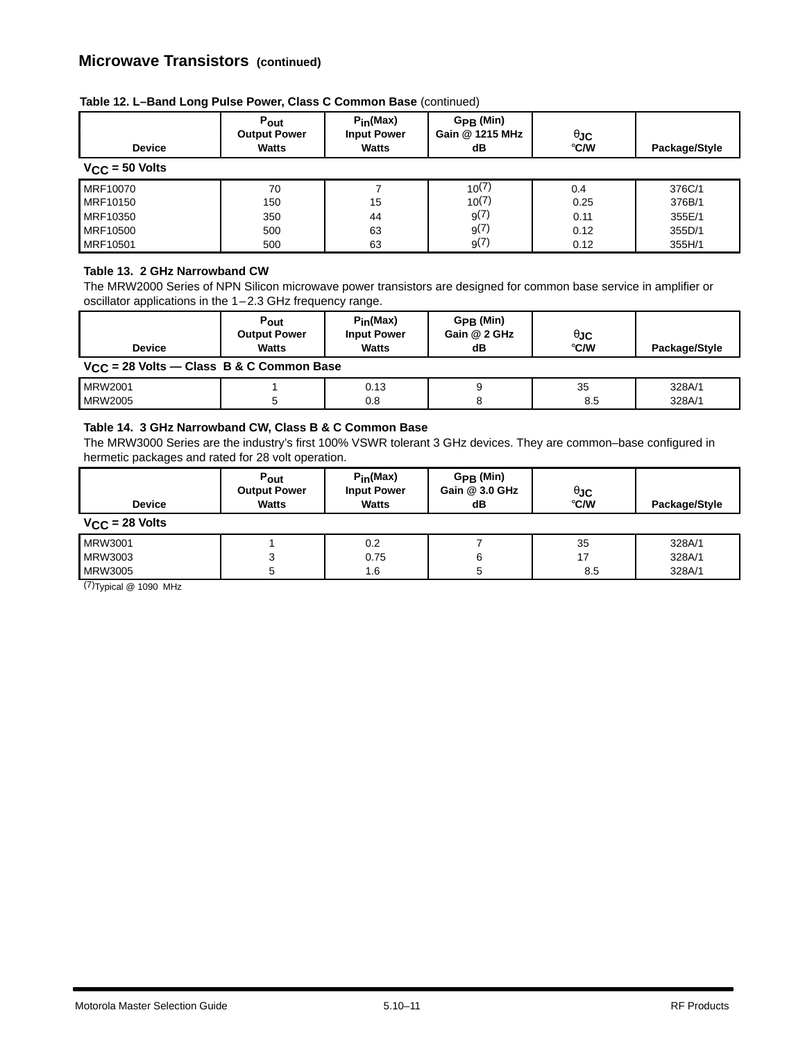## Microwave Transistors (continued)

**Table 12. L–Band Long Pulse Power, Class C Common Base** (continued)

| Device | $P_{out}$ Output Power Watts | $P_{in}$(Max) Input Power Watts | $G_{PB}$ (Min) Gain @ 1215 MHz dB | $\theta_{JC}$ °C/W | Package/Style |
|---|---|---|---|---|---|
| **$V_{CC}$ = 50 Volts** | | | | | |
| MRF10070 | 70 | 7 | 10[7] | 0.4 | 376C/1 |
| MRF10150 | 150 | 15 | 10[7] | 0.25 | 376B/1 |
| MRF10350 | 350 | 44 | 9[7] | 0.11 | 355E/1 |
| MRF10500 | 500 | 63 | 9[7] | 0.12 | 355D/1 |
| MRF10501 | 500 | 63 | 9[7] | 0.12 | 355H/1 |

**Table 13. 2 GHz Narrowband CW**

The MRW2000 Series of NPN Silicon microwave power transistors are designed for common base service in amplifier or oscillator applications in the 1–2.3 GHz frequency range.

| Device | $P_{out}$ Output Power Watts | $P_{in}$(Max) Input Power Watts | $G_{PB}$ (Min) Gain @ 2 GHz dB | $\theta_{JC}$ °C/W | Package/Style |
|---|---|---|---|---|---|
| **$V_{CC}$ = 28 Volts — Class B & C Common Base** | | | | | |
| MRW2001 | 1 | 0.13 | 9 | 35 | 328A/1 |
| MRW2005 | 5 | 0.8 | 8 | 8.5 | 328A/1 |

**Table 14. 3 GHz Narrowband CW, Class B & C Common Base**

The MRW3000 Series are the industry's first 100% VSWR tolerant 3 GHz devices. They are common–base configured in hermetic packages and rated for 28 volt operation.

| Device | $P_{out}$ Output Power Watts | $P_{in}$(Max) Input Power Watts | $G_{PB}$ (Min) Gain @ 3.0 GHz dB | $\theta_{JC}$ °C/W | Package/Style |
|---|---|---|---|---|---|
| **$V_{CC}$ = 28 Volts** | | | | | |
| MRW3001 | 1 | 0.2 | 7 | 35 | 328A/1 |
| MRW3003 | 3 | 0.75 | 6 | 17 | 328A/1 |
| MRW3005 | 5 | 1.6 | 5 | 8.5 | 328A/1 |

[7]Typical @ 1090 MHz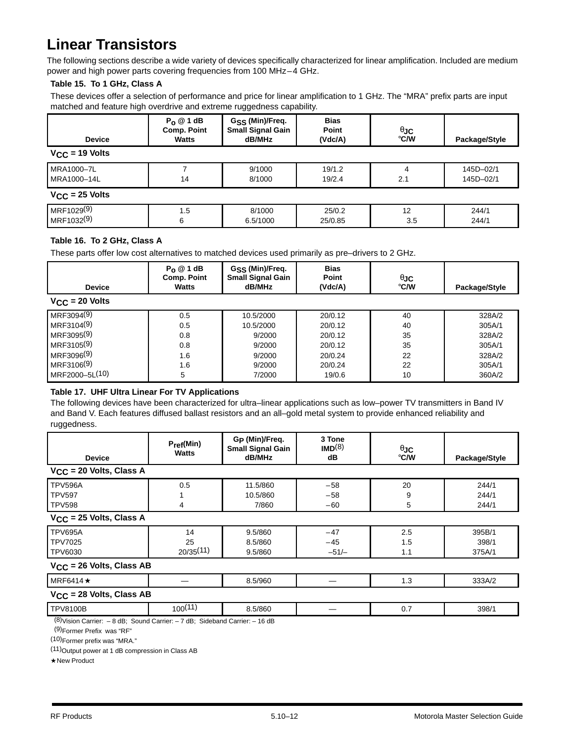# Linear Transistors

The following sections describe a wide variety of devices specifically characterized for linear amplification. Included are medium power and high power parts covering frequencies from 100 MHz – 4 GHz.

### Table 15. To 1 GHz, Class A

These devices offer a selection of performance and price for linear amplification to 1 GHz. The "MRA" prefix parts are input matched and feature high overdrive and extreme ruggedness capability.

| Device | $P_O$ @ 1 dB Comp. Point Watts | $G_{SS}$ (Min)/Freq. Small Signal Gain dB/MHz | Bias Point (Vdc/A) | $\theta_{JC}$ °C/W | Package/Style |
|---|---|---|---|---|---|
| **$V_{CC}$ = 19 Volts** | | | | | |
| MRA1000–7L | 7 | 9/1000 | 19/1.2 | 4 | 145D–02/1 |
| MRA1000–14L | 14 | 8/1000 | 19/2.4 | 2.1 | 145D–02/1 |
| **$V_{CC}$ = 25 Volts** | | | | | |
| MRF1029(9) | 1.5 | 8/1000 | 25/0.2 | 12 | 244/1 |
| MRF1032(9) | 6 | 6.5/1000 | 25/0.85 | 3.5 | 244/1 |

### Table 16. To 2 GHz, Class A

These parts offer low cost alternatives to matched devices used primarily as pre–drivers to 2 GHz.

| Device | $P_O$ @ 1 dB Comp. Point Watts | $G_{SS}$ (Min)/Freq. Small Signal Gain dB/MHz | Bias Point (Vdc/A) | $\theta_{JC}$ °C/W | Package/Style |
|---|---|---|---|---|---|
| **$V_{CC}$ = 20 Volts** | | | | | |
| MRF3094(9) | 0.5 | 10.5/2000 | 20/0.12 | 40 | 328A/2 |
| MRF3104(9) | 0.5 | 10.5/2000 | 20/0.12 | 40 | 305A/1 |
| MRF3095(9) | 0.8 | 9/2000 | 20/0.12 | 35 | 328A/2 |
| MRF3105(9) | 0.8 | 9/2000 | 20/0.12 | 35 | 305A/1 |
| MRF3096(9) | 1.6 | 9/2000 | 20/0.24 | 22 | 328A/2 |
| MRF3106(9) | 1.6 | 9/2000 | 20/0.24 | 22 | 305A/1 |
| MRF2000–5L(10) | 5 | 7/2000 | 19/0.6 | 10 | 360A/2 |

### Table 17. UHF Ultra Linear For TV Applications

The following devices have been characterized for ultra–linear applications such as low–power TV transmitters in Band IV and Band V. Each features diffused ballast resistors and an all–gold metal system to provide enhanced reliability and ruggedness.

| Device | $P_{ref}$(Min) Watts | $G_P$ (Min)/Freq. Small Signal Gain dB/MHz | 3 Tone IMD(8) dB | $\theta_{JC}$ °C/W | Package/Style |
|---|---|---|---|---|---|
| **$V_{CC}$ = 20 Volts, Class A** | | | | | |
| TPV596A | 0.5 | 11.5/860 | –58 | 20 | 244/1 |
| TPV597 | 1 | 10.5/860 | –58 | 9 | 244/1 |
| TPV598 | 4 | 7/860 | –60 | 5 | 244/1 |
| **$V_{CC}$ = 25 Volts, Class A** | | | | | |
| TPV695A | 14 | 9.5/860 | –47 | 2.5 | 395B/1 |
| TPV7025 | 25 | 8.5/860 | –45 | 1.5 | 398/1 |
| TPV6030 | 20/35(11) | 9.5/860 | –51/– | 1.1 | 375A/1 |
| **$V_{CC}$ = 26 Volts, Class AB** | | | | | |
| MRF6414★ | — | 8.5/960 | — | 1.3 | 333A/2 |
| **$V_{CC}$ = 28 Volts, Class AB** | | | | | |
| TPV8100B | 100(11) | 8.5/860 | — | 0.7 | 398/1 |

(8)Vision Carrier: – 8 dB; Sound Carrier: – 7 dB; Sideband Carrier: – 16 dB

(9)Former Prefix was "RF"

(10)Former prefix was "MRA."

(11)Output power at 1 dB compression in Class AB

★New Product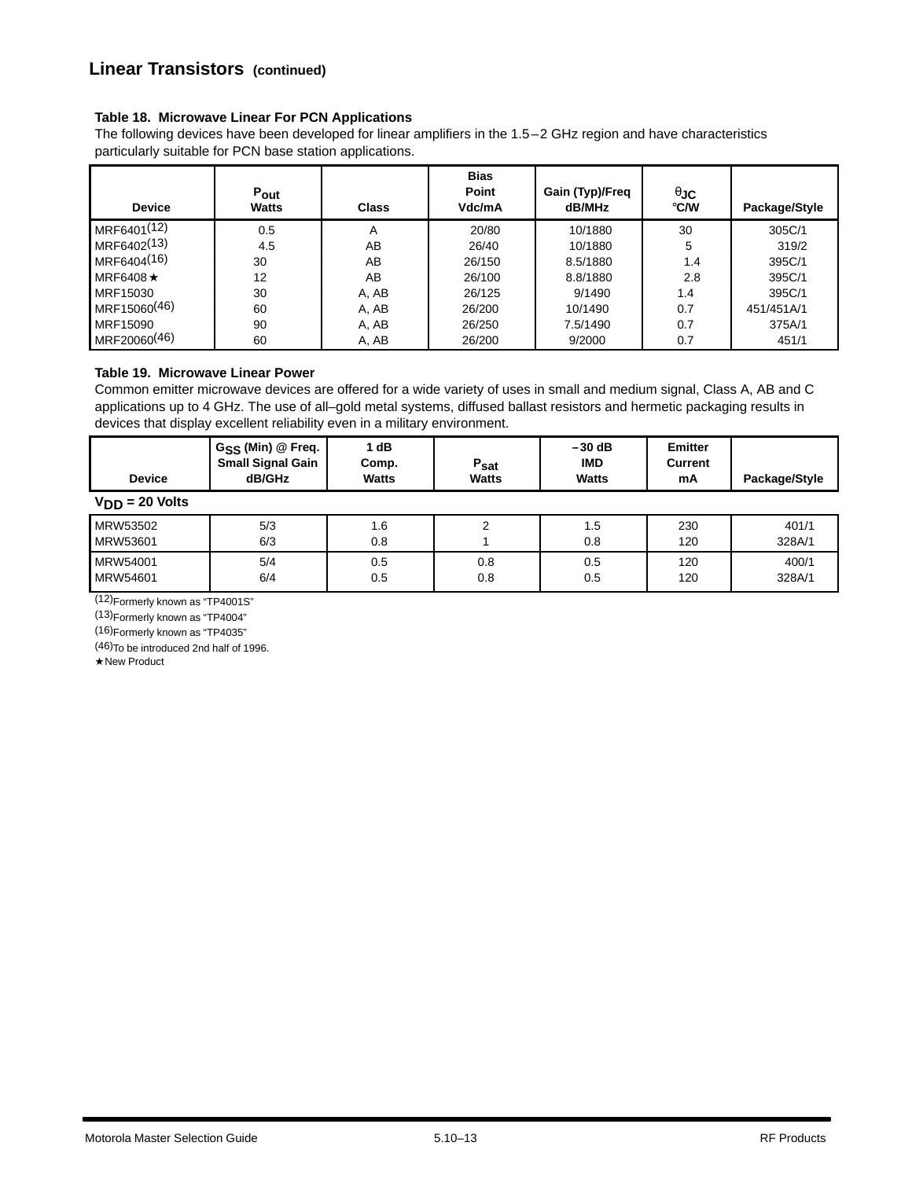## Linear Transistors (continued)

### Table 18. Microwave Linear For PCN Applications

The following devices have been developed for linear amplifiers in the 1.5 – 2 GHz region and have characteristics particularly suitable for PCN base station applications.

| Device | $P_{out}$ Watts | Class | Bias Point Vdc/mA | Gain (Typ)/Freq dB/MHz | $\theta_{JC}$ °C/W | Package/Style |
|---|---|---|---|---|---|---|
| MRF6401[12] | 0.5 | A | 20/80 | 10/1880 | 30 | 305C/1 |
| MRF6402[13] | 4.5 | AB | 26/40 | 10/1880 | 5 | 319/2 |
| MRF6404[16] | 30 | AB | 26/150 | 8.5/1880 | 1.4 | 395C/1 |
| MRF6408★ | 12 | AB | 26/100 | 8.8/1880 | 2.8 | 395C/1 |
| MRF15030 | 30 | A, AB | 26/125 | 9/1490 | 1.4 | 395C/1 |
| MRF15060[46] | 60 | A, AB | 26/200 | 10/1490 | 0.7 | 451/451A/1 |
| MRF15090 | 90 | A, AB | 26/250 | 7.5/1490 | 0.7 | 375A/1 |
| MRF20060[46] | 60 | A, AB | 26/200 | 9/2000 | 0.7 | 451/1 |

### Table 19. Microwave Linear Power

Common emitter microwave devices are offered for a wide variety of uses in small and medium signal, Class A, AB and C applications up to 4 GHz. The use of all–gold metal systems, diffused ballast resistors and hermetic packaging results in devices that display excellent reliability even in a military environment.

| Device | $G_{SS}$ (Min) @ Freq. Small Signal Gain dB/GHz | 1 dB Comp. Watts | $P_{sat}$ Watts | – 30 dB IMD Watts | Emitter Current mA | Package/Style |
|---|---|---|---|---|---|---|
| **$V_{DD}$ = 20 Volts** | | | | | | |
| MRW53502 | 5/3 | 1.6 | 2 | 1.5 | 230 | 401/1 |
| MRW53601 | 6/3 | 0.8 | 1 | 0.8 | 120 | 328A/1 |
| MRW54001 | 5/4 | 0.5 | 0.8 | 0.5 | 120 | 400/1 |
| MRW54601 | 6/4 | 0.5 | 0.8 | 0.5 | 120 | 328A/1 |

(12) Formerly known as “TP4001S”

(13) Formerly known as “TP4004”

(16) Formerly known as “TP4035”

(46) To be introduced 2nd half of 1996.

★ New Product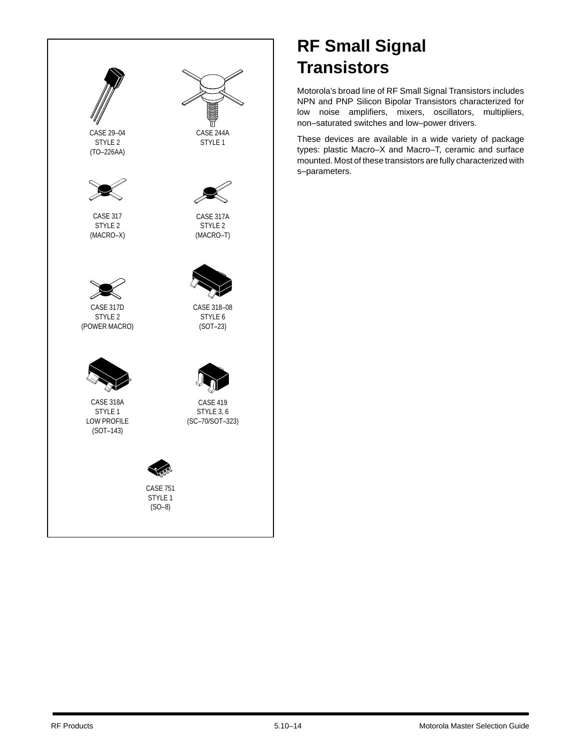CASE 29–04
STYLE 2
(TO–226AA)

CASE 244A
STYLE 1

CASE 317
STYLE 2
(MACRO–X)

CASE 317A
STYLE 2
(MACRO–T)

CASE 317D
STYLE 2
(POWER MACRO)

CASE 318–08
STYLE 6
(SOT–23)

CASE 318A
STYLE 1
LOW PROFILE
(SOT–143)

CASE 419
STYLE 3, 6
(SC–70/SOT–323)

CASE 751
STYLE 1
(SO–8)

# RF Small Signal Transistors

Motorola's broad line of RF Small Signal Transistors includes NPN and PNP Silicon Bipolar Transistors characterized for low noise amplifiers, mixers, oscillators, multipliers, non–saturated switches and low–power drivers.

These devices are available in a wide variety of package types: plastic Macro–X and Macro–T, ceramic and surface mounted. Most of these transistors are fully characterized with s–parameters.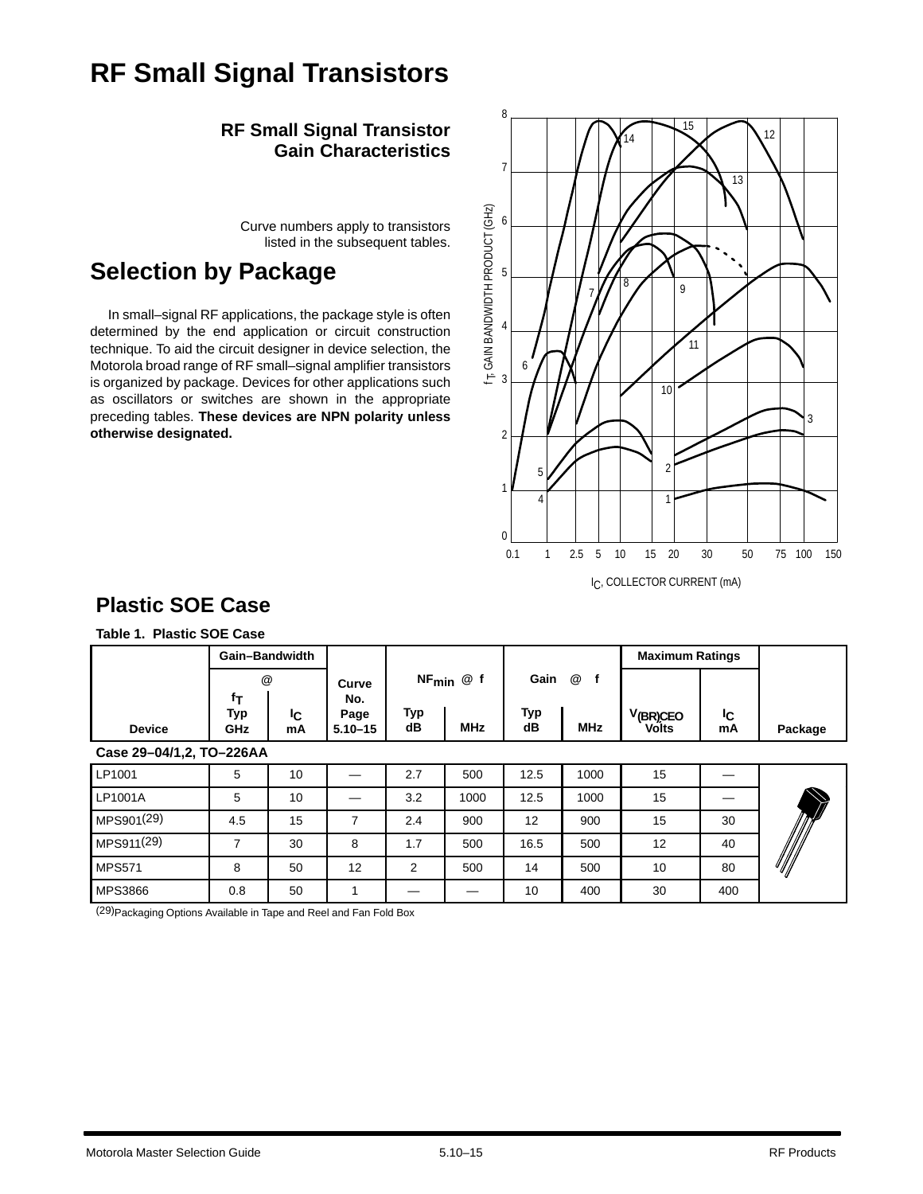# RF Small Signal Transistors

### RF Small Signal Transistor Gain Characteristics

Curve numbers apply to transistors listed in the subsequent tables.

## Selection by Package

In small–signal RF applications, the package style is often determined by the end application or circuit construction technique. To aid the circuit designer in device selection, the Motorola broad range of RF small–signal amplifier transistors is organized by package. Devices for other applications such as oscillators or switches are shown in the appropriate preceding tables. **These devices are NPN polarity unless otherwise designated.**

## Plastic SOE Case

**Table 1. Plastic SOE Case**

| Device | Gain–Bandwidth $f_T$ @ Typ GHz | $I_C$ mA | Curve No. Page 5.10–15 | $NF_{min}$ @ f Typ dB | MHz | Gain @ f Typ dB | MHz | Maximum Ratings $V_{(BR)CEO}$ Volts | $I_C$ mA | Package |
|---|---|---|---|---|---|---|---|---|---|---|
| **Case 29–04/1,2, TO–226AA** | | | | | | | | | | |
| LP1001 | 5 | 10 | — | 2.7 | 500 | 12.5 | 1000 | 15 | — | |
| LP1001A | 5 | 10 | — | 3.2 | 1000 | 12.5 | 1000 | 15 | — | |
| MPS901(29) | 4.5 | 15 | 7 | 2.4 | 900 | 12 | 900 | 15 | 30 | |
| MPS911(29) | 7 | 30 | 8 | 1.7 | 500 | 16.5 | 500 | 12 | 40 | |
| MPS571 | 8 | 50 | 12 | 2 | 500 | 14 | 500 | 10 | 80 | |
| MPS3866 | 0.8 | 50 | 1 | — | — | 10 | 400 | 30 | 400 | |

(29)Packaging Options Available in Tape and Reel and Fan Fold Box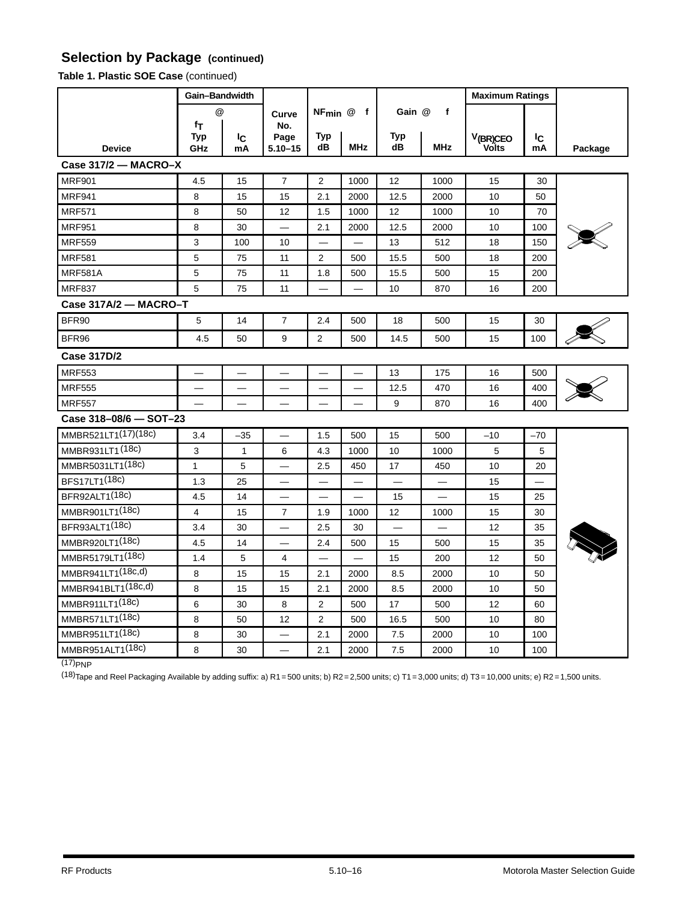## Selection by Package (continued)

**Table 1. Plastic SOE Case** (continued)

| Device | Gain–Bandwidth $f_T$ @ | | Curve No. | $NF_{min}$ @ f | | Gain @ f | | Maximum Ratings | | Package |
|---|---|---|---|---|---|---|---|---|---|---|
| | Typ GHz | $I_C$ mA | Page 5.10–15 | Typ dB | MHz | Typ dB | MHz | $V_{(BR)CEO}$ Volts | $I_C$ mA | |
| **Case 317/2 — MACRO–X** | | | | | | | | | | |
| MRF901 | 4.5 | 15 | 7 | 2 | 1000 | 12 | 1000 | 15 | 30 | |
| MRF941 | 8 | 15 | 15 | 2.1 | 2000 | 12.5 | 2000 | 10 | 50 | |
| MRF571 | 8 | 50 | 12 | 1.5 | 1000 | 12 | 1000 | 10 | 70 | |
| MRF951 | 8 | 30 | — | 2.1 | 2000 | 12.5 | 2000 | 10 | 100 | |
| MRF559 | 3 | 100 | 10 | — | — | 13 | 512 | 18 | 150 | |
| MRF581 | 5 | 75 | 11 | 2 | 500 | 15.5 | 500 | 18 | 200 | |
| MRF581A | 5 | 75 | 11 | 1.8 | 500 | 15.5 | 500 | 15 | 200 | |
| MRF837 | 5 | 75 | 11 | — | — | 10 | 870 | 16 | 200 | |
| **Case 317A/2 — MACRO–T** | | | | | | | | | | |
| BFR90 | 5 | 14 | 7 | 2.4 | 500 | 18 | 500 | 15 | 30 | |
| BFR96 | 4.5 | 50 | 9 | 2 | 500 | 14.5 | 500 | 15 | 100 | |
| **Case 317D/2** | | | | | | | | | | |
| MRF553 | — | — | — | — | — | 13 | 175 | 16 | 500 | |
| MRF555 | — | — | — | — | — | 12.5 | 470 | 16 | 400 | |
| MRF557 | — | — | — | — | — | 9 | 870 | 16 | 400 | |
| **Case 318–08/6 — SOT–23** | | | | | | | | | | |
| MMBR521LT1(17)(18c) | 3.4 | –35 | — | 1.5 | 500 | 15 | 500 | –10 | –70 | |
| MMBR931LT1(18c) | 3 | 1 | 6 | 4.3 | 1000 | 10 | 1000 | 5 | 5 | |
| MMBR5031LT1(18c) | 1 | 5 | — | 2.5 | 450 | 17 | 450 | 10 | 20 | |
| BFS17LT1(18c) | 1.3 | 25 | — | — | — | — | — | 15 | — | |
| BFR92ALT1(18c) | 4.5 | 14 | — | — | — | 15 | — | 15 | 25 | |
| MMBR901LT1(18c) | 4 | 15 | 7 | 1.9 | 1000 | 12 | 1000 | 15 | 30 | |
| BFR93ALT1(18c) | 3.4 | 30 | — | 2.5 | 30 | — | — | 12 | 35 | |
| MMBR920LT1(18c) | 4.5 | 14 | — | 2.4 | 500 | 15 | 500 | 15 | 35 | |
| MMBR5179LT1(18c) | 1.4 | 5 | 4 | — | — | 15 | 200 | 12 | 50 | |
| MMBR941LT1(18c,d) | 8 | 15 | 15 | 2.1 | 2000 | 8.5 | 2000 | 10 | 50 | |
| MMBR941BLT1(18c,d) | 8 | 15 | 15 | 2.1 | 2000 | 8.5 | 2000 | 10 | 50 | |
| MMBR911LT1(18c) | 6 | 30 | 8 | 2 | 500 | 17 | 500 | 12 | 60 | |
| MMBR571LT1(18c) | 8 | 50 | 12 | 2 | 500 | 16.5 | 500 | 10 | 80 | |
| MMBR951LT1(18c) | 8 | 30 | — | 2.1 | 2000 | 7.5 | 2000 | 10 | 100 | |
| MMBR951ALT1(18c) | 8 | 30 | — | 2.1 | 2000 | 7.5 | 2000 | 10 | 100 | |

(17) PNP

(18) Tape and Reel Packaging Available by adding suffix: a) R1 = 500 units; b) R2 = 2,500 units; c) T1 = 3,000 units; d) T3 = 10,000 units; e) R2 = 1,500 units.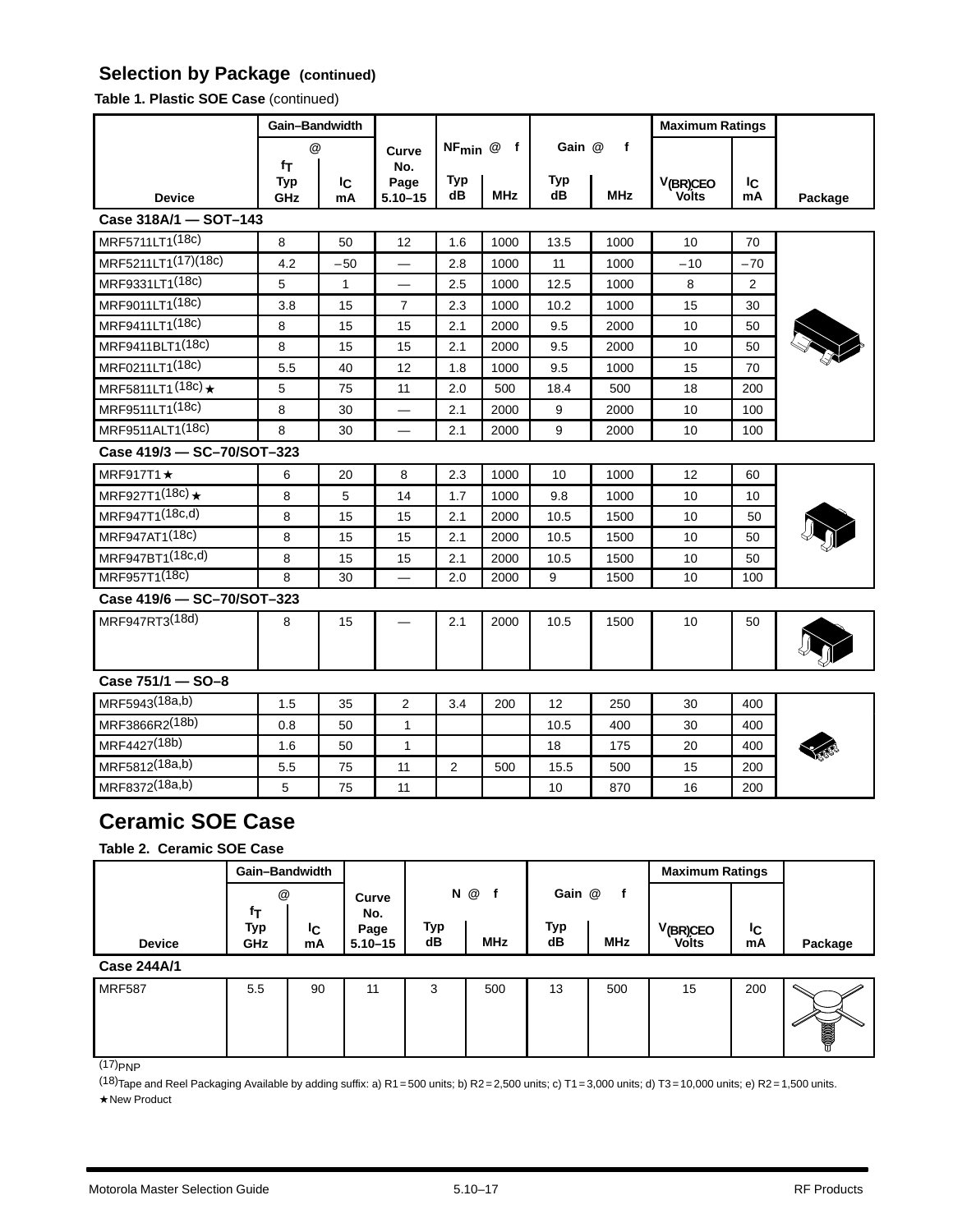## Selection by Package (continued)

**Table 1. Plastic SOE Case** (continued)

| Device | Gain–Bandwidth $f_T$ Typ GHz | @ $I_C$ mA | Curve No. Page 5.10–15 | $NF_{min}$ @ f Typ dB | MHz | Gain @ f Typ dB | MHz | Maximum Ratings $V_{(BR)CEO}$ Volts | $I_C$ mA | Package |
|---|---|---|---|---|---|---|---|---|---|---|
| **Case 318A/1 — SOT–143** | | | | | | | | | | |
| MRF5711LT1(18c) | 8 | 50 | 12 | 1.6 | 1000 | 13.5 | 1000 | 10 | 70 | |
| MRF5211LT1(17)(18c) | 4.2 | –50 | — | 2.8 | 1000 | 11 | 1000 | –10 | –70 | |
| MRF9331LT1(18c) | 5 | 1 | — | 2.5 | 1000 | 12.5 | 1000 | 8 | 2 | |
| MRF9011LT1(18c) | 3.8 | 15 | 7 | 2.3 | 1000 | 10.2 | 1000 | 15 | 30 | |
| MRF9411LT1(18c) | 8 | 15 | 15 | 2.1 | 2000 | 9.5 | 2000 | 10 | 50 | |
| MRF9411BLT1(18c) | 8 | 15 | 15 | 2.1 | 2000 | 9.5 | 2000 | 10 | 50 | |
| MRF0211LT1(18c) | 5.5 | 40 | 12 | 1.8 | 1000 | 9.5 | 1000 | 15 | 70 | |
| MRF5811LT1(18c) ★ | 5 | 75 | 11 | 2.0 | 500 | 18.4 | 500 | 18 | 200 | |
| MRF9511LT1(18c) | 8 | 30 | — | 2.1 | 2000 | 9 | 2000 | 10 | 100 | |
| MRF9511ALT1(18c) | 8 | 30 | — | 2.1 | 2000 | 9 | 2000 | 10 | 100 | |
| **Case 419/3 — SC–70/SOT–323** | | | | | | | | | | |
| MRF917T1 ★ | 6 | 20 | 8 | 2.3 | 1000 | 10 | 1000 | 12 | 60 | |
| MRF927T1(18c) ★ | 8 | 5 | 14 | 1.7 | 1000 | 9.8 | 1000 | 10 | 10 | |
| MRF947T1(18c,d) | 8 | 15 | 15 | 2.1 | 2000 | 10.5 | 1500 | 10 | 50 | |
| MRF947AT1(18c) | 8 | 15 | 15 | 2.1 | 2000 | 10.5 | 1500 | 10 | 50 | |
| MRF947BT1(18c,d) | 8 | 15 | 15 | 2.1 | 2000 | 10.5 | 1500 | 10 | 50 | |
| MRF957T1(18c) | 8 | 30 | — | 2.0 | 2000 | 9 | 1500 | 10 | 100 | |
| **Case 419/6 — SC–70/SOT–323** | | | | | | | | | | |
| MRF947RT3(18d) | 8 | 15 | — | 2.1 | 2000 | 10.5 | 1500 | 10 | 50 | |
| **Case 751/1 — SO–8** | | | | | | | | | | |
| MRF5943(18a,b) | 1.5 | 35 | 2 | 3.4 | 200 | 12 | 250 | 30 | 400 | |
| MRF3866R2(18b) | 0.8 | 50 | 1 | | | 10.5 | 400 | 30 | 400 | |
| MRF4427(18b) | 1.6 | 50 | 1 | | | 18 | 175 | 20 | 400 | |
| MRF5812(18a,b) | 5.5 | 75 | 11 | 2 | 500 | 15.5 | 500 | 15 | 200 | |
| MRF8372(18a,b) | 5 | 75 | 11 | | | 10 | 870 | 16 | 200 | |

## Ceramic SOE Case

**Table 2. Ceramic SOE Case**

| Device | Gain–Bandwidth $f_T$ Typ GHz | @ $I_C$ mA | Curve No. Page 5.10–15 | N @ f Typ dB | MHz | Gain @ f Typ dB | MHz | Maximum Ratings $V_{(BR)CEO}$ Volts | $I_C$ mA | Package |
|---|---|---|---|---|---|---|---|---|---|---|
| **Case 244A/1** | | | | | | | | | | |
| MRF587 | 5.5 | 90 | 11 | 3 | 500 | 13 | 500 | 15 | 200 | |

(17)PNP

(18)Tape and Reel Packaging Available by adding suffix: a) R1 = 500 units; b) R2 = 2,500 units; c) T1 = 3,000 units; d) T3 = 10,000 units; e) R2 = 1,500 units.

★ New Product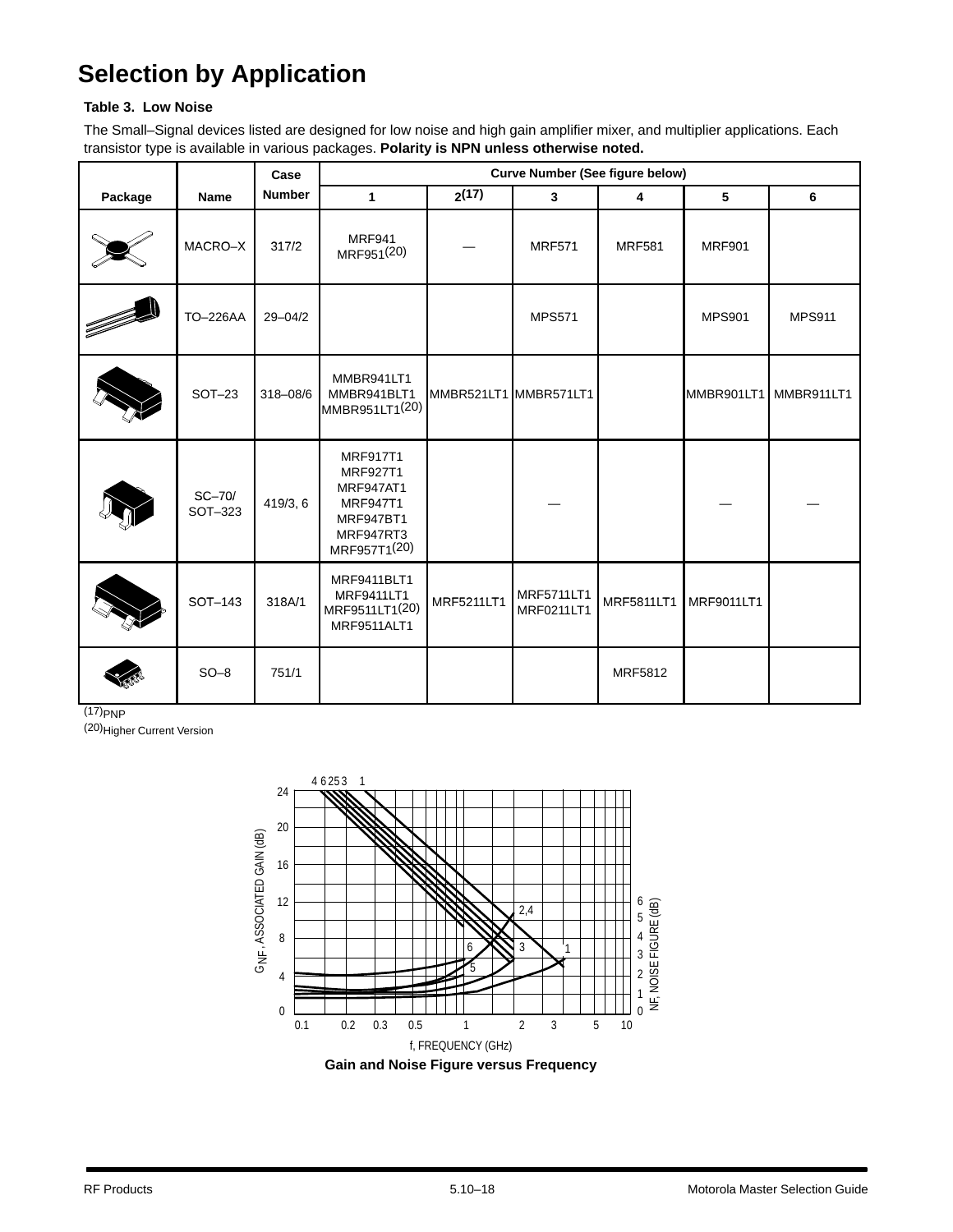# Selection by Application

### Table 3. Low Noise

The Small–Signal devices listed are designed for low noise and high gain amplifier mixer, and multiplier applications. Each transistor type is available in various packages. **Polarity is NPN unless otherwise noted.**

| Package | Name | Case Number | Curve Number (See figure below) 1 | 2[17] | 3 | 4 | 5 | 6 |
|---|---|---|---|---|---|---|---|---|
| | MACRO–X | 317/2 | MRF941<br>MRF951[20] | — | MRF571 | MRF581 | MRF901 | |
| | TO–226AA | 29–04/2 | | | MPS571 | | MPS901 | MPS911 |
| | SOT–23 | 318–08/6 | MMBR941LT1<br>MMBR941BLT1<br>MMBR951LT1[20] | MMBR521LT1 | MMBR571LT1 | | MMBR901LT1 | MMBR911LT1 |
| | SC–70/ SOT–323 | 419/3, 6 | MRF917T1<br>MRF927T1<br>MRF947AT1<br>MRF947T1<br>MRF947BT1<br>MRF947RT3<br>MRF957T1[20] | | — | | — | — |
| | SOT–143 | 318A/1 | MRF9411BLT1<br>MRF9411LT1<br>MRF9511LT1[20]<br>MRF9511ALT1 | MRF5211LT1 | MRF5711LT1<br>MRF0211LT1 | MRF5811LT1 | MRF9011LT1 | |
| | SO–8 | 751/1 | | | | MRF5812 | | |

[17] PNP
[20] Higher Current Version

Gain and Noise Figure versus Frequency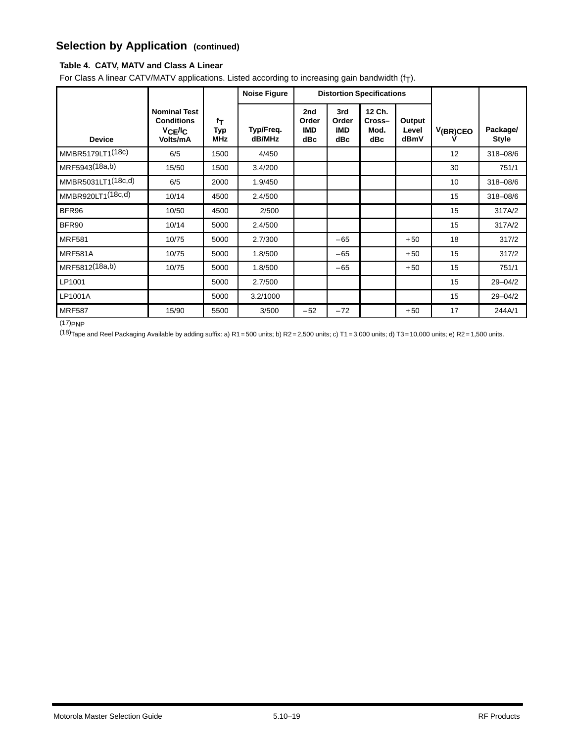## Selection by Application (continued)

### Table 4. CATV, MATV and Class A Linear

For Class A linear CATV/MATV applications. Listed according to increasing gain bandwidth ($f_T$).

| Device | Nominal Test Conditions $V_{CE}/I_C$ Volts/mA | $f_T$ Typ MHz | Noise Figure Typ/Freq. dB/MHz | Distortion Specifications 2nd Order IMD dBc | 3rd Order IMD dBc | 12 Ch. Cross–Mod. dBc | Output Level dBmV | $V_{(BR)CEO}$ V | Package/ Style |
|---|---|---|---|---|---|---|---|---|---|
| MMBR5179LT1[18c] | 6/5 | 1500 | 4/450 | | | | | 12 | 318–08/6 |
| MRF5943[18a,b] | 15/50 | 1500 | 3.4/200 | | | | | 30 | 751/1 |
| MMBR5031LT1[18c,d] | 6/5 | 2000 | 1.9/450 | | | | | 10 | 318–08/6 |
| MMBR920LT1[18c,d] | 10/14 | 4500 | 2.4/500 | | | | | 15 | 318–08/6 |
| BFR96 | 10/50 | 4500 | 2/500 | | | | | 15 | 317A/2 |
| BFR90 | 10/14 | 5000 | 2.4/500 | | | | | 15 | 317A/2 |
| MRF581 | 10/75 | 5000 | 2.7/300 | | –65 | | +50 | 18 | 317/2 |
| MRF581A | 10/75 | 5000 | 1.8/500 | | –65 | | +50 | 15 | 317/2 |
| MRF5812[18a,b] | 10/75 | 5000 | 1.8/500 | | –65 | | +50 | 15 | 751/1 |
| LP1001 | | 5000 | 2.7/500 | | | | | 15 | 29–04/2 |
| LP1001A | | 5000 | 3.2/1000 | | | | | 15 | 29–04/2 |
| MRF587 | 15/90 | 5500 | 3/500 | –52 | –72 | | +50 | 17 | 244A/1 |

[17] PNP

[18] Tape and Reel Packaging Available by adding suffix: a) R1 = 500 units; b) R2 = 2,500 units; c) T1 = 3,000 units; d) T3 = 10,000 units; e) R2 = 1,500 units.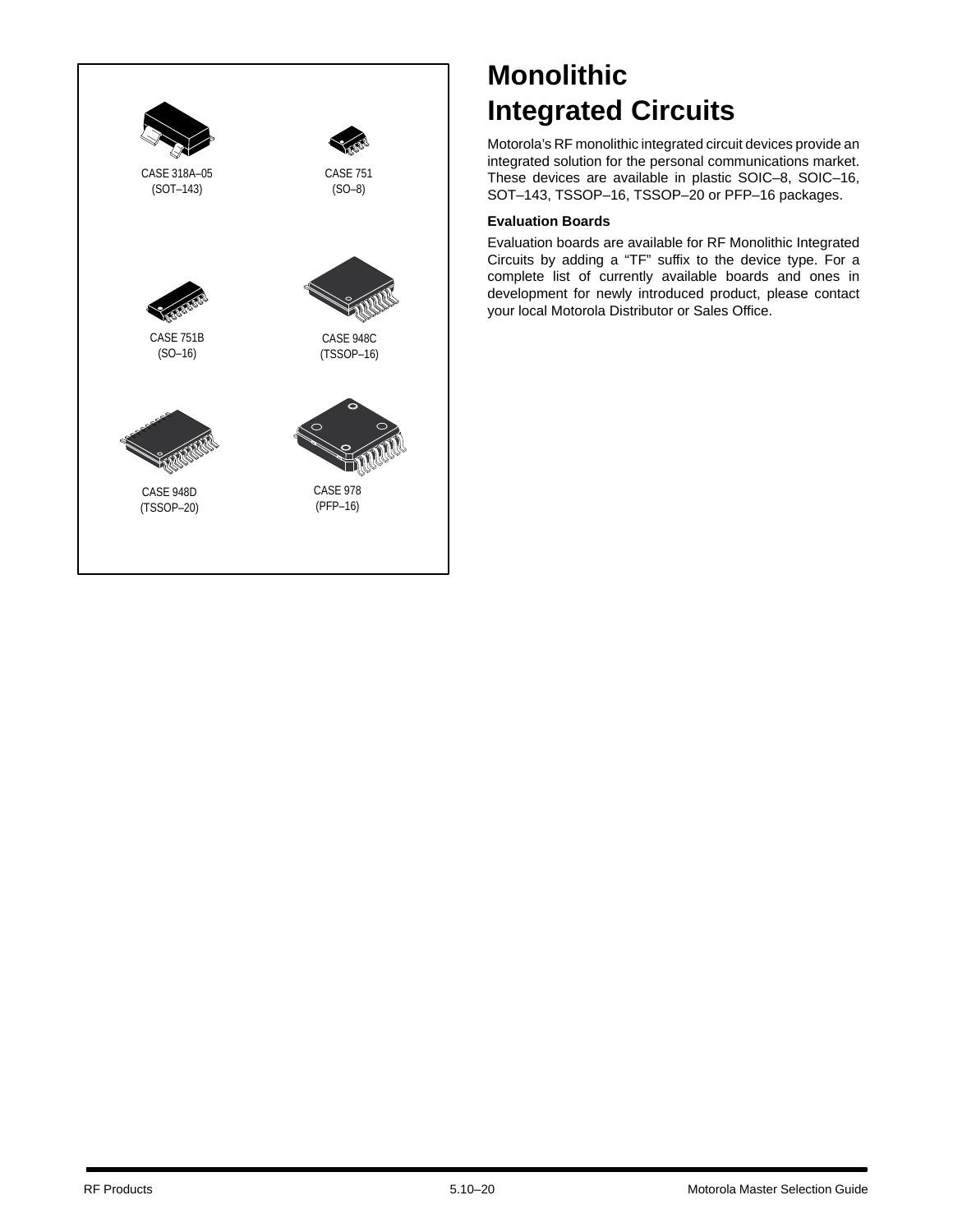CASE 318A–05
(SOT–143)

CASE 751
(SO–8)

CASE 751B
(SO–16)

CASE 948C
(TSSOP–16)

CASE 948D
(TSSOP–20)

CASE 978
(PFP–16)

# Monolithic Integrated Circuits

Motorola's RF monolithic integrated circuit devices provide an integrated solution for the personal communications market. These devices are available in plastic SOIC–8, SOIC–16, SOT–143, TSSOP–16, TSSOP–20 or PFP–16 packages.

### Evaluation Boards

Evaluation boards are available for RF Monolithic Integrated Circuits by adding a "TF" suffix to the device type. For a complete list of currently available boards and ones in development for newly introduced product, please contact your local Motorola Distributor or Sales Office.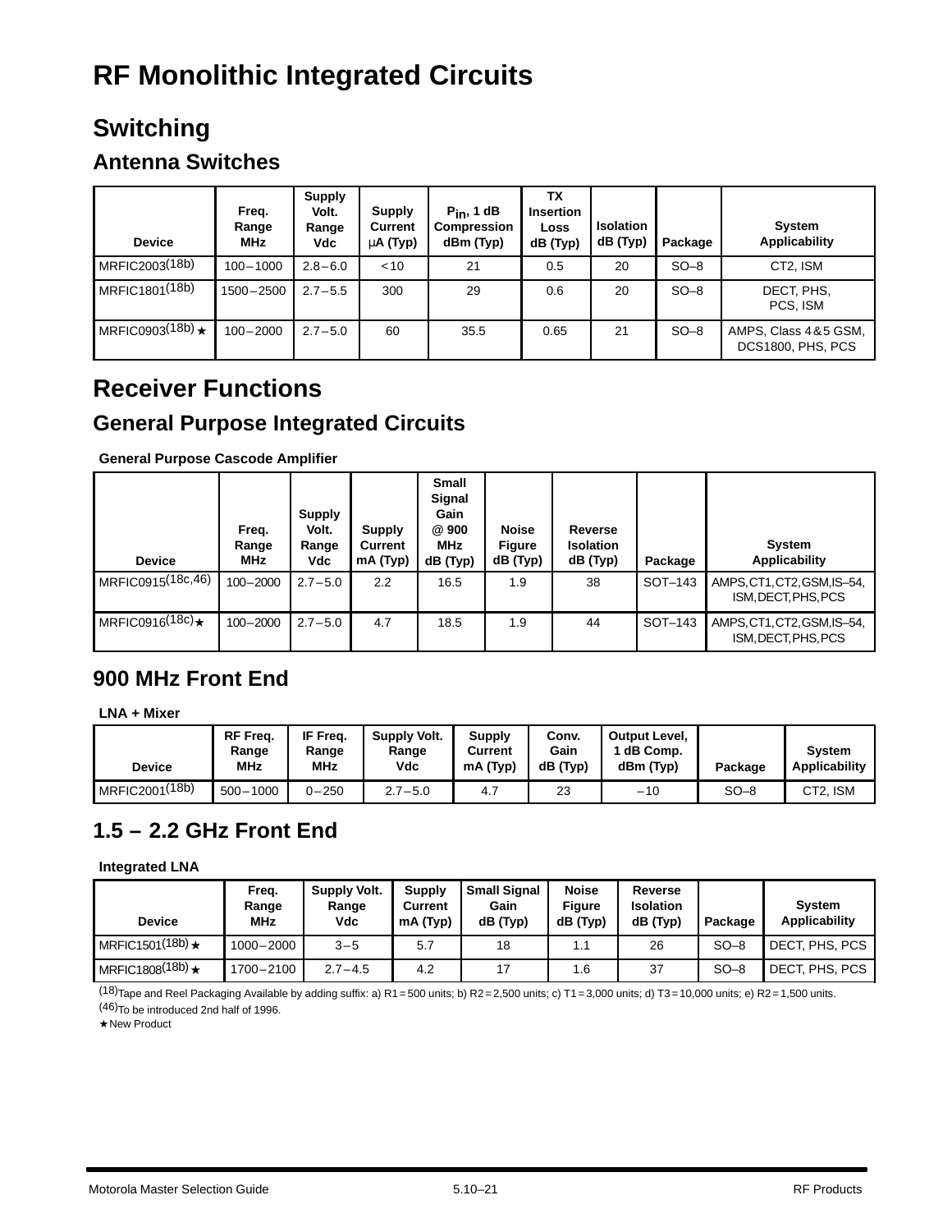# RF Monolithic Integrated Circuits

## Switching

### Antenna Switches

| Device | Freq. Range MHz | Supply Volt. Range Vdc | Supply Current μA (Typ) | $P_{in}$, 1 dB Compression dBm (Typ) | TX Insertion Loss dB (Typ) | Isolation dB (Typ) | Package | System Applicability |
|---|---|---|---|---|---|---|---|---|
| MRFIC2003[(18b)] | 100 – 1000 | 2.8 – 6.0 | < 10 | 21 | 0.5 | 20 | SO–8 | CT2, ISM |
| MRFIC1801[(18b)] | 1500 – 2500 | 2.7 – 5.5 | 300 | 29 | 0.6 | 20 | SO–8 | DECT, PHS, PCS, ISM |
| MRFIC0903[(18b)] ★ | 100 – 2000 | 2.7 – 5.0 | 60 | 35.5 | 0.65 | 21 | SO–8 | AMPS, Class 4 & 5 GSM, DCS1800, PHS, PCS |

## Receiver Functions

### General Purpose Integrated Circuits

**General Purpose Cascode Amplifier**

| Device | Freq. Range MHz | Supply Volt. Range Vdc | Supply Current mA (Typ) | Small Signal Gain @ 900 MHz dB (Typ) | Noise Figure dB (Typ) | Reverse Isolation dB (Typ) | Package | System Applicability |
|---|---|---|---|---|---|---|---|---|
| MRFIC0915[(18c,46)] | 100 – 2000 | 2.7 – 5.0 | 2.2 | 16.5 | 1.9 | 38 | SOT–143 | AMPS, CT1, CT2, GSM, IS–54, ISM, DECT, PHS, PCS |
| MRFIC0916[(18c)] ★ | 100 – 2000 | 2.7 – 5.0 | 4.7 | 18.5 | 1.9 | 44 | SOT–143 | AMPS, CT1, CT2, GSM, IS–54, ISM, DECT, PHS, PCS |

### 900 MHz Front End

**LNA + Mixer**

| Device | RF Freq. Range MHz | IF Freq. Range MHz | Supply Volt. Range Vdc | Supply Current mA (Typ) | Conv. Gain dB (Typ) | Output Level, 1 dB Comp. dBm (Typ) | Package | System Applicability |
|---|---|---|---|---|---|---|---|---|
| MRFIC2001[(18b)] | 500 – 1000 | 0 – 250 | 2.7 – 5.0 | 4.7 | 23 | – 10 | SO–8 | CT2, ISM |

### 1.5 – 2.2 GHz Front End

**Integrated LNA**

| Device | Freq. Range MHz | Supply Volt. Range Vdc | Supply Current mA (Typ) | Small Signal Gain dB (Typ) | Noise Figure dB (Typ) | Reverse Isolation dB (Typ) | Package | System Applicability |
|---|---|---|---|---|---|---|---|---|
| MRFIC1501[(18b)] ★ | 1000 – 2000 | 3 – 5 | 5.7 | 18 | 1.1 | 26 | SO–8 | DECT, PHS, PCS |
| MRFIC1808[(18b)] ★ | 1700 – 2100 | 2.7 – 4.5 | 4.2 | 17 | 1.6 | 37 | SO–8 | DECT, PHS, PCS |

[(18)] Tape and Reel Packaging Available by adding suffix: a) R1 = 500 units; b) R2 = 2,500 units; c) T1 = 3,000 units; d) T3 = 10,000 units; e) R2 = 1,500 units.
[(46)] To be introduced 2nd half of 1996.
★ New Product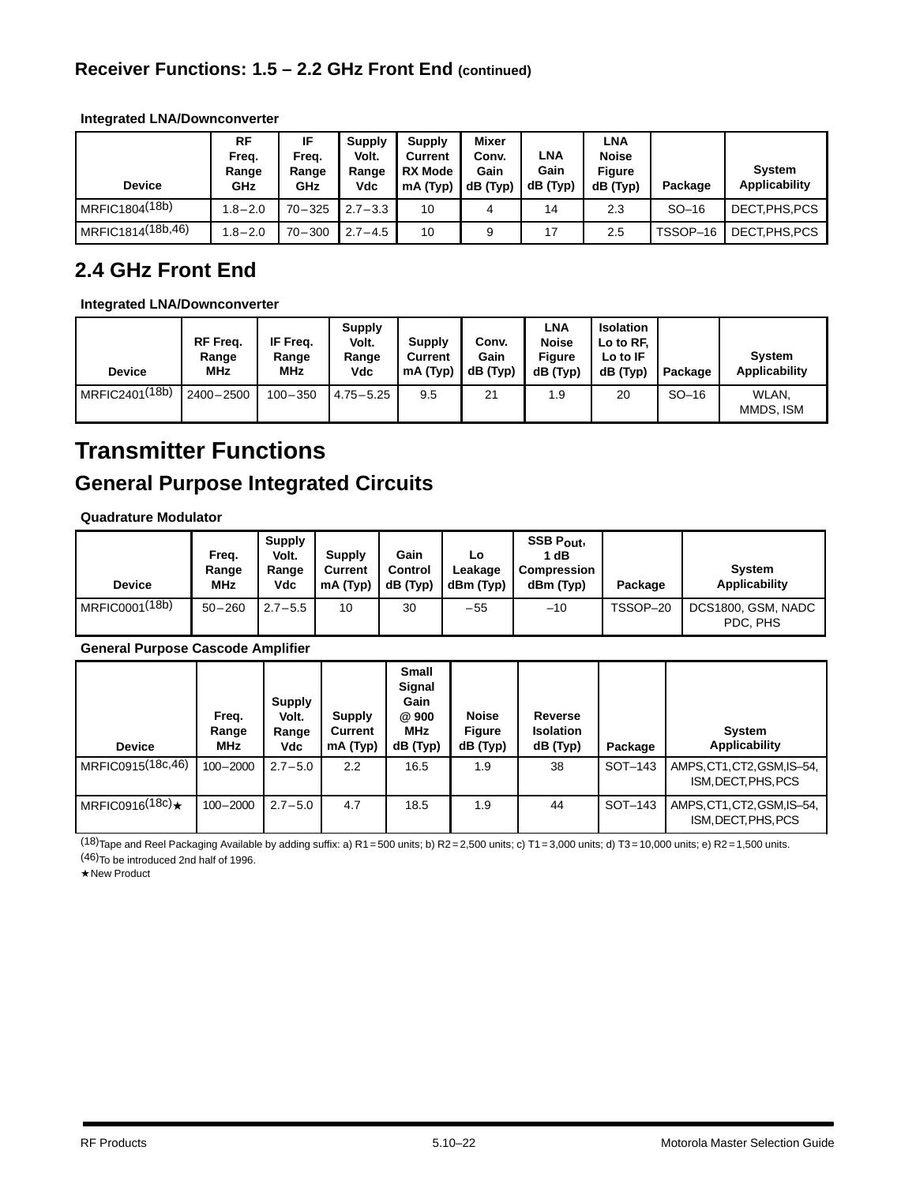## Receiver Functions: 1.5 – 2.2 GHz Front End (continued)

**Integrated LNA/Downconverter**

| Device | RF Freq. Range GHz | IF Freq. Range GHz | Supply Volt. Range Vdc | Supply Current RX Mode mA (Typ) | Mixer Conv. Gain dB (Typ) | LNA Gain dB (Typ) | LNA Noise Figure dB (Typ) | Package | System Applicability |
|---|---|---|---|---|---|---|---|---|---|
| MRFIC1804(18b) | 1.8 – 2.0 | 70 – 325 | 2.7 – 3.3 | 10 | 4 | 14 | 2.3 | SO–16 | DECT,PHS,PCS |
| MRFIC1814(18b,46) | 1.8 – 2.0 | 70 – 300 | 2.7 – 4.5 | 10 | 9 | 17 | 2.5 | TSSOP–16 | DECT,PHS,PCS |

## 2.4 GHz Front End

**Integrated LNA/Downconverter**

| Device | RF Freq. Range MHz | IF Freq. Range MHz | Supply Volt. Range Vdc | Supply Current mA (Typ) | Conv. Gain dB (Typ) | LNA Noise Figure dB (Typ) | Isolation Lo to RF, Lo to IF dB (Typ) | Package | System Applicability |
|---|---|---|---|---|---|---|---|---|---|
| MRFIC2401(18b) | 2400 – 2500 | 100 – 350 | 4.75 – 5.25 | 9.5 | 21 | 1.9 | 20 | SO–16 | WLAN, MMDS, ISM |

# Transmitter Functions

## General Purpose Integrated Circuits

**Quadrature Modulator**

| Device | Freq. Range MHz | Supply Volt. Range Vdc | Supply Current mA (Typ) | Gain Control dB (Typ) | Lo Leakage dBm (Typ) | SSB $P_{out}$, 1 dB Compression dBm (Typ) | Package | System Applicability |
|---|---|---|---|---|---|---|---|---|
| MRFIC0001(18b) | 50 – 260 | 2.7 – 5.5 | 10 | 30 | – 55 | –10 | TSSOP–20 | DCS1800, GSM, NADC PDC, PHS |

**General Purpose Cascode Amplifier**

| Device | Freq. Range MHz | Supply Volt. Range Vdc | Supply Current mA (Typ) | Small Signal Gain @ 900 MHz dB (Typ) | Noise Figure dB (Typ) | Reverse Isolation dB (Typ) | Package | System Applicability |
|---|---|---|---|---|---|---|---|---|
| MRFIC0915(18c,46) | 100–2000 | 2.7 – 5.0 | 2.2 | 16.5 | 1.9 | 38 | SOT–143 | AMPS,CT1,CT2,GSM,IS–54, ISM,DECT,PHS,PCS |
| MRFIC0916(18c)★ | 100–2000 | 2.7 – 5.0 | 4.7 | 18.5 | 1.9 | 44 | SOT–143 | AMPS,CT1,CT2,GSM,IS–54, ISM,DECT,PHS,PCS |

(18)Tape and Reel Packaging Available by adding suffix: a) R1 = 500 units; b) R2 = 2,500 units; c) T1 = 3,000 units; d) T3 = 10,000 units; e) R2 = 1,500 units.
(46)To be introduced 2nd half of 1996.
★New Product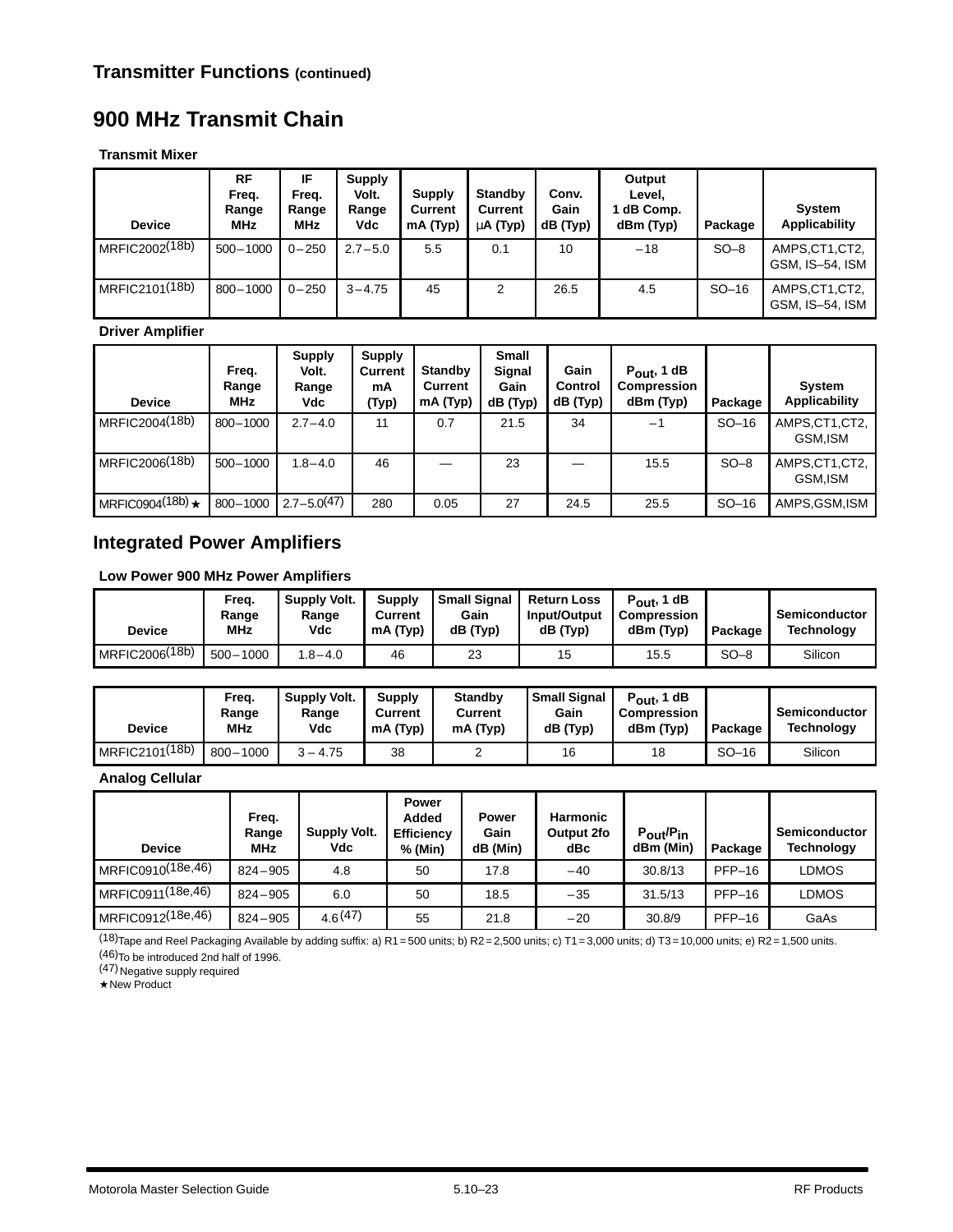## Transmitter Functions (continued)

# 900 MHz Transmit Chain

### Transmit Mixer

| Device | RF Freq. Range MHz | IF Freq. Range MHz | Supply Volt. Range Vdc | Supply Current mA (Typ) | Standby Current μA (Typ) | Conv. Gain dB (Typ) | Output Level, 1 dB Comp. dBm (Typ) | Package | System Applicability |
|---|---|---|---|---|---|---|---|---|---|
| MRFIC2002[18b] | 500–1000 | 0–250 | 2.7–5.0 | 5.5 | 0.1 | 10 | –18 | SO–8 | AMPS,CT1,CT2, GSM, IS–54, ISM |
| MRFIC2101[18b] | 800–1000 | 0–250 | 3–4.75 | 45 | 2 | 26.5 | 4.5 | SO–16 | AMPS,CT1,CT2, GSM, IS–54, ISM |

### Driver Amplifier

| Device | Freq. Range MHz | Supply Volt. Range Vdc | Supply Current mA (Typ) | Standby Current mA (Typ) | Small Signal Gain dB (Typ) | Gain Control dB (Typ) | $P_{out}$, 1 dB Compression dBm (Typ) | Package | System Applicability |
|---|---|---|---|---|---|---|---|---|---|
| MRFIC2004[18b] | 800–1000 | 2.7–4.0 | 11 | 0.7 | 21.5 | 34 | –1 | SO–16 | AMPS,CT1,CT2, GSM,ISM |
| MRFIC2006[18b] | 500–1000 | 1.8–4.0 | 46 | — | 23 | — | 15.5 | SO–8 | AMPS,CT1,CT2, GSM,ISM |
| MRFIC0904[18b] ★ | 800–1000 | 2.7–5.0[47] | 280 | 0.05 | 27 | 24.5 | 25.5 | SO–16 | AMPS,GSM,ISM |

# Integrated Power Amplifiers

### Low Power 900 MHz Power Amplifiers

| Device | Freq. Range MHz | Supply Volt. Range Vdc | Supply Current mA (Typ) | Small Signal Gain dB (Typ) | Return Loss Input/Output dB (Typ) | $P_{out}$, 1 dB Compression dBm (Typ) | Package | Semiconductor Technology |
|---|---|---|---|---|---|---|---|---|
| MRFIC2006[18b] | 500–1000 | 1.8–4.0 | 46 | 23 | 15 | 15.5 | SO–8 | Silicon |

| Device | Freq. Range MHz | Supply Volt. Range Vdc | Supply Current mA (Typ) | Standby Current mA (Typ) | Small Signal Gain dB (Typ) | $P_{out}$, 1 dB Compression dBm (Typ) | Package | Semiconductor Technology |
|---|---|---|---|---|---|---|---|---|
| MRFIC2101[18b] | 800–1000 | 3 – 4.75 | 38 | 2 | 16 | 18 | SO–16 | Silicon |

### Analog Cellular

| Device | Freq. Range MHz | Supply Volt. Vdc | Power Added Efficiency % (Min) | Power Gain dB (Min) | Harmonic Output 2fo dBc | $P_{out}/P_{in}$ dBm (Min) | Package | Semiconductor Technology |
|---|---|---|---|---|---|---|---|---|
| MRFIC0910[18e,46] | 824–905 | 4.8 | 50 | 17.8 | –40 | 30.8/13 | PFP–16 | LDMOS |
| MRFIC0911[18e,46] | 824–905 | 6.0 | 50 | 18.5 | –35 | 31.5/13 | PFP–16 | LDMOS |
| MRFIC0912[18e,46] | 824–905 | 4.6[47] | 55 | 21.8 | –20 | 30.8/9 | PFP–16 | GaAs |

[18]Tape and Reel Packaging Available by adding suffix: a) R1 = 500 units; b) R2 = 2,500 units; c) T1 = 3,000 units; d) T3 = 10,000 units; e) R2 = 1,500 units.
[46]To be introduced 2nd half of 1996.
[47]Negative supply required
★New Product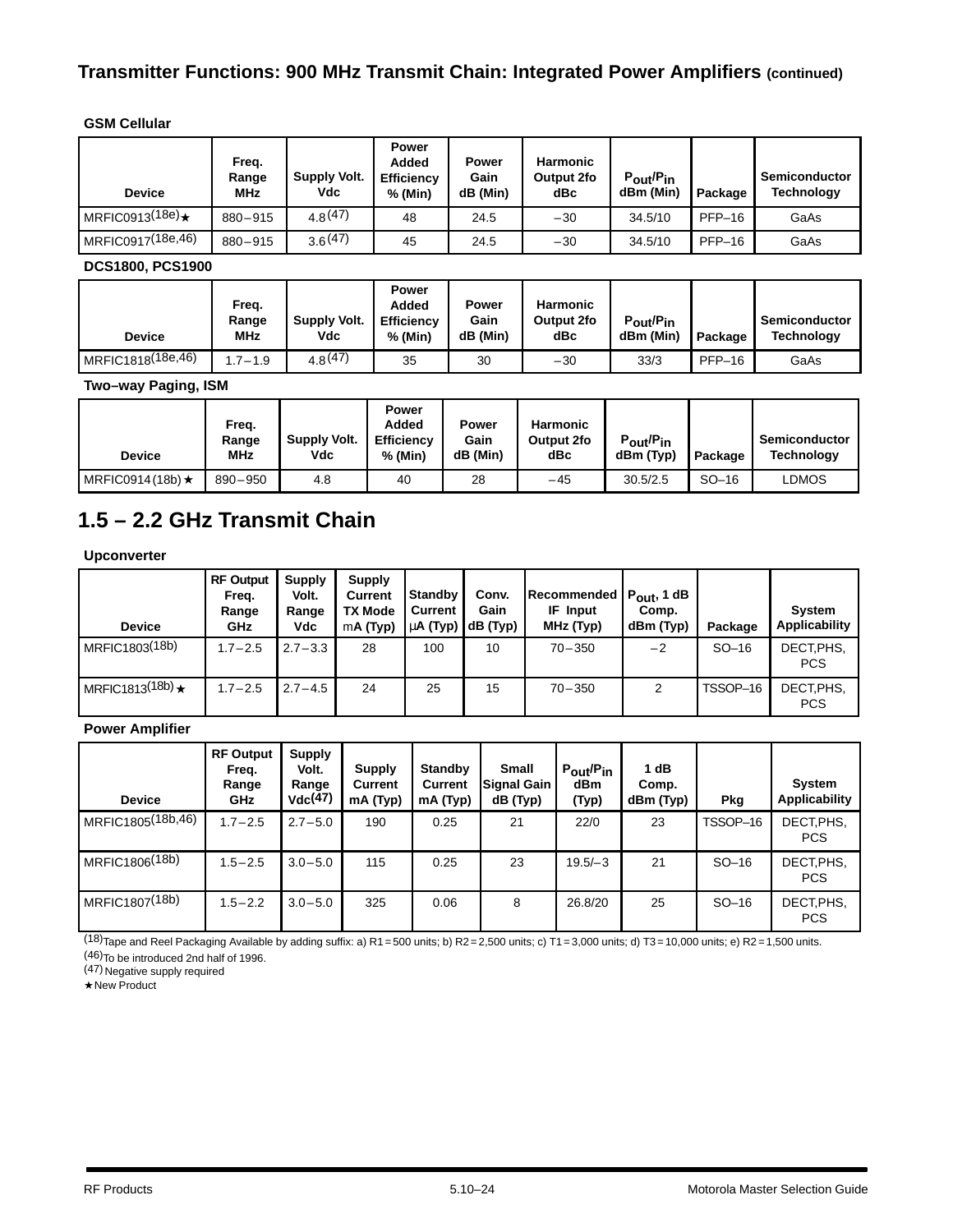## Transmitter Functions: 900 MHz Transmit Chain: Integrated Power Amplifiers (continued)

### GSM Cellular

| Device | Freq. Range MHz | Supply Volt. Vdc | Power Added Efficiency % (Min) | Power Gain dB (Min) | Harmonic Output 2fo dBc | $P_{out}/P_{in}$ dBm (Min) | Package | Semiconductor Technology |
|---|---|---|---|---|---|---|---|---|
| MRFIC0913(18e) ★ | 880–915 | 4.8(47) | 48 | 24.5 | –30 | 34.5/10 | PFP–16 | GaAs |
| MRFIC0917(18e,46) | 880–915 | 3.6(47) | 45 | 24.5 | –30 | 34.5/10 | PFP–16 | GaAs |

### DCS1800, PCS1900

| Device | Freq. Range MHz | Supply Volt. Vdc | Power Added Efficiency % (Min) | Power Gain dB (Min) | Harmonic Output 2fo dBc | $P_{out}/P_{in}$ dBm (Min) | Package | Semiconductor Technology |
|---|---|---|---|---|---|---|---|---|
| MRFIC1818(18e,46) | 1.7–1.9 | 4.8(47) | 35 | 30 | –30 | 33/3 | PFP–16 | GaAs |

### Two–way Paging, ISM

| Device | Freq. Range MHz | Supply Volt. Vdc | Power Added Efficiency % (Min) | Power Gain dB (Min) | Harmonic Output 2fo dBc | $P_{out}/P_{in}$ dBm (Typ) | Package | Semiconductor Technology |
|---|---|---|---|---|---|---|---|---|
| MRFIC0914(18b) ★ | 890–950 | 4.8 | 40 | 28 | –45 | 30.5/2.5 | SO–16 | LDMOS |

# 1.5 – 2.2 GHz Transmit Chain

### Upconverter

| Device | RF Output Freq. Range GHz | Supply Volt. Range Vdc | Supply Current TX Mode mA (Typ) | Standby Current μA (Typ) | Conv. Gain dB (Typ) | Recommended IF Input MHz (Typ) | $P_{out}$, 1 dB Comp. dBm (Typ) | Package | System Applicability |
|---|---|---|---|---|---|---|---|---|---|
| MRFIC1803(18b) | 1.7–2.5 | 2.7–3.3 | 28 | 100 | 10 | 70–350 | –2 | SO–16 | DECT,PHS, PCS |
| MRFIC1813(18b) ★ | 1.7–2.5 | 2.7–4.5 | 24 | 25 | 15 | 70–350 | 2 | TSSOP–16 | DECT,PHS, PCS |

### Power Amplifier

| Device | RF Output Freq. Range GHz | Supply Volt. Range Vdc(47) | Supply Current mA (Typ) | Standby Current mA (Typ) | Small Signal Gain dB (Typ) | $P_{out}/P_{in}$ dBm (Typ) | 1 dB Comp. dBm (Typ) | Pkg | System Applicability |
|---|---|---|---|---|---|---|---|---|---|
| MRFIC1805(18b,46) | 1.7–2.5 | 2.7–5.0 | 190 | 0.25 | 21 | 22/0 | 23 | TSSOP–16 | DECT,PHS, PCS |
| MRFIC1806(18b) | 1.5–2.5 | 3.0–5.0 | 115 | 0.25 | 23 | 19.5/–3 | 21 | SO–16 | DECT,PHS, PCS |
| MRFIC1807(18b) | 1.5–2.2 | 3.0–5.0 | 325 | 0.06 | 8 | 26.8/20 | 25 | SO–16 | DECT,PHS, PCS |

(18)Tape and Reel Packaging Available by adding suffix: a) R1 = 500 units; b) R2 = 2,500 units; c) T1 = 3,000 units; d) T3 = 10,000 units; e) R2 = 1,500 units.
(46)To be introduced 2nd half of 1996.
(47) Negative supply required
★ New Product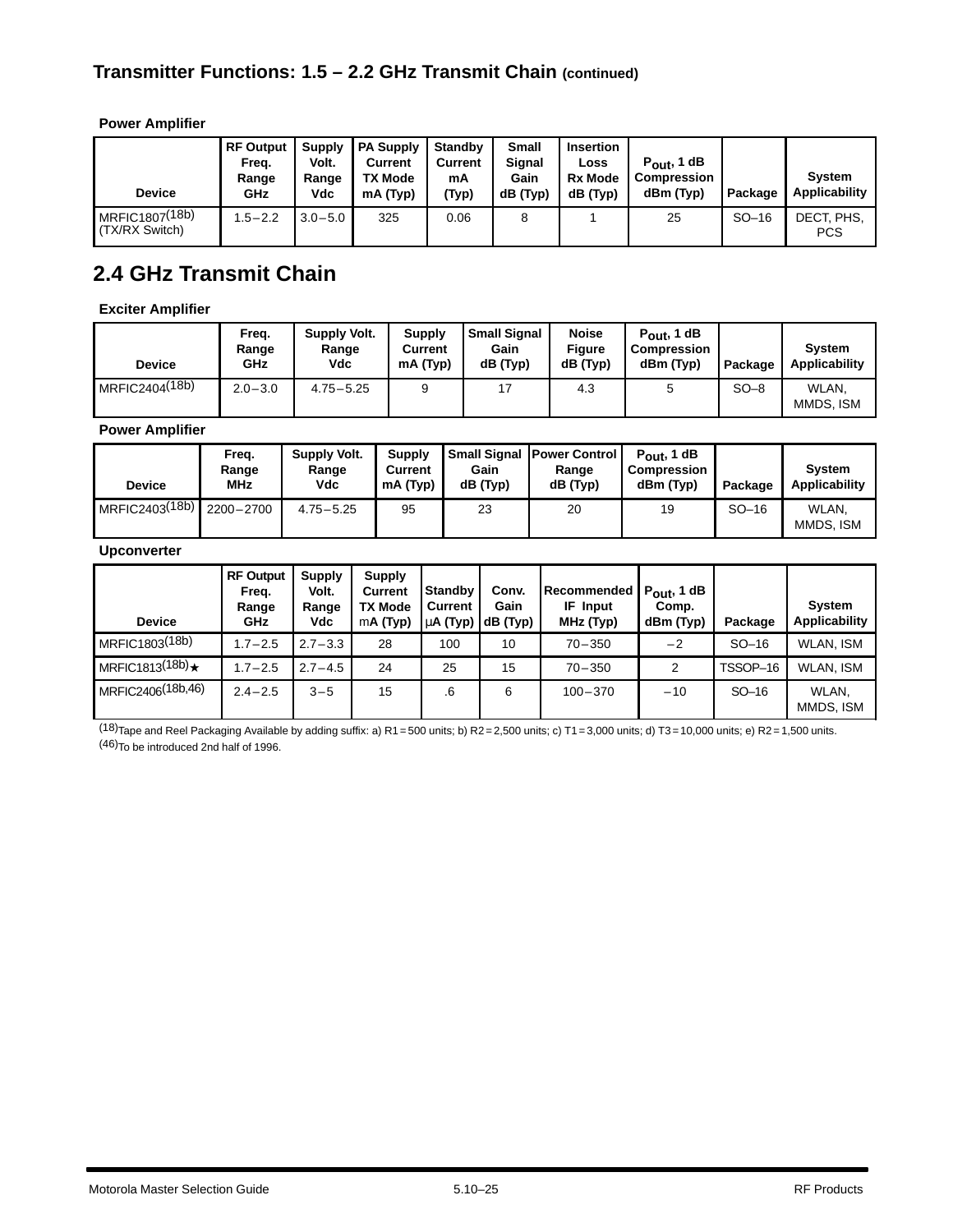## Transmitter Functions: 1.5 – 2.2 GHz Transmit Chain (continued)

### Power Amplifier

| Device | RF Output Freq. Range GHz | Supply Volt. Range Vdc | PA Supply Current TX Mode mA (Typ) | Standby Current mA (Typ) | Small Signal Gain dB (Typ) | Insertion Loss Rx Mode dB (Typ) | $P_{out}$, 1 dB Compression dBm (Typ) | Package | System Applicability |
|---|---|---|---|---|---|---|---|---|---|
| MRFIC1807[18b] (TX/RX Switch) | 1.5 – 2.2 | 3.0 – 5.0 | 325 | 0.06 | 8 | 1 | 25 | SO–16 | DECT, PHS, PCS |

## 2.4 GHz Transmit Chain

### Exciter Amplifier

| Device | Freq. Range GHz | Supply Volt. Range Vdc | Supply Current mA (Typ) | Small Signal Gain dB (Typ) | Noise Figure dB (Typ) | $P_{out}$, 1 dB Compression dBm (Typ) | Package | System Applicability |
|---|---|---|---|---|---|---|---|---|
| MRFIC2404[18b] | 2.0 – 3.0 | 4.75 – 5.25 | 9 | 17 | 4.3 | 5 | SO–8 | WLAN, MMDS, ISM |

### Power Amplifier

| Device | Freq. Range MHz | Supply Volt. Range Vdc | Supply Current mA (Typ) | Small Signal Gain dB (Typ) | Power Control Range dB (Typ) | $P_{out}$, 1 dB Compression dBm (Typ) | Package | System Applicability |
|---|---|---|---|---|---|---|---|---|
| MRFIC2403[18b] | 2200 – 2700 | 4.75 – 5.25 | 95 | 23 | 20 | 19 | SO–16 | WLAN, MMDS, ISM |

### Upconverter

| Device | RF Output Freq. Range GHz | Supply Volt. Range Vdc | Supply Current TX Mode mA (Typ) | Standby Current μA (Typ) | Conv. Gain dB (Typ) | Recommended IF Input MHz (Typ) | $P_{out}$, 1 dB Comp. dBm (Typ) | Package | System Applicability |
|---|---|---|---|---|---|---|---|---|---|
| MRFIC1803[18b] | 1.7 – 2.5 | 2.7 – 3.3 | 28 | 100 | 10 | 70 – 350 | –2 | SO–16 | WLAN, ISM |
| MRFIC1813[18b]★ | 1.7 – 2.5 | 2.7 – 4.5 | 24 | 25 | 15 | 70 – 350 | 2 | TSSOP–16 | WLAN, ISM |
| MRFIC2406[18b,46] | 2.4 – 2.5 | 3 – 5 | 15 | .6 | 6 | 100 – 370 | –10 | SO–16 | WLAN, MMDS, ISM |

[18]Tape and Reel Packaging Available by adding suffix: a) R1 = 500 units; b) R2 = 2,500 units; c) T1 = 3,000 units; d) T3 = 10,000 units; e) R2 = 1,500 units.
[46]To be introduced 2nd half of 1996.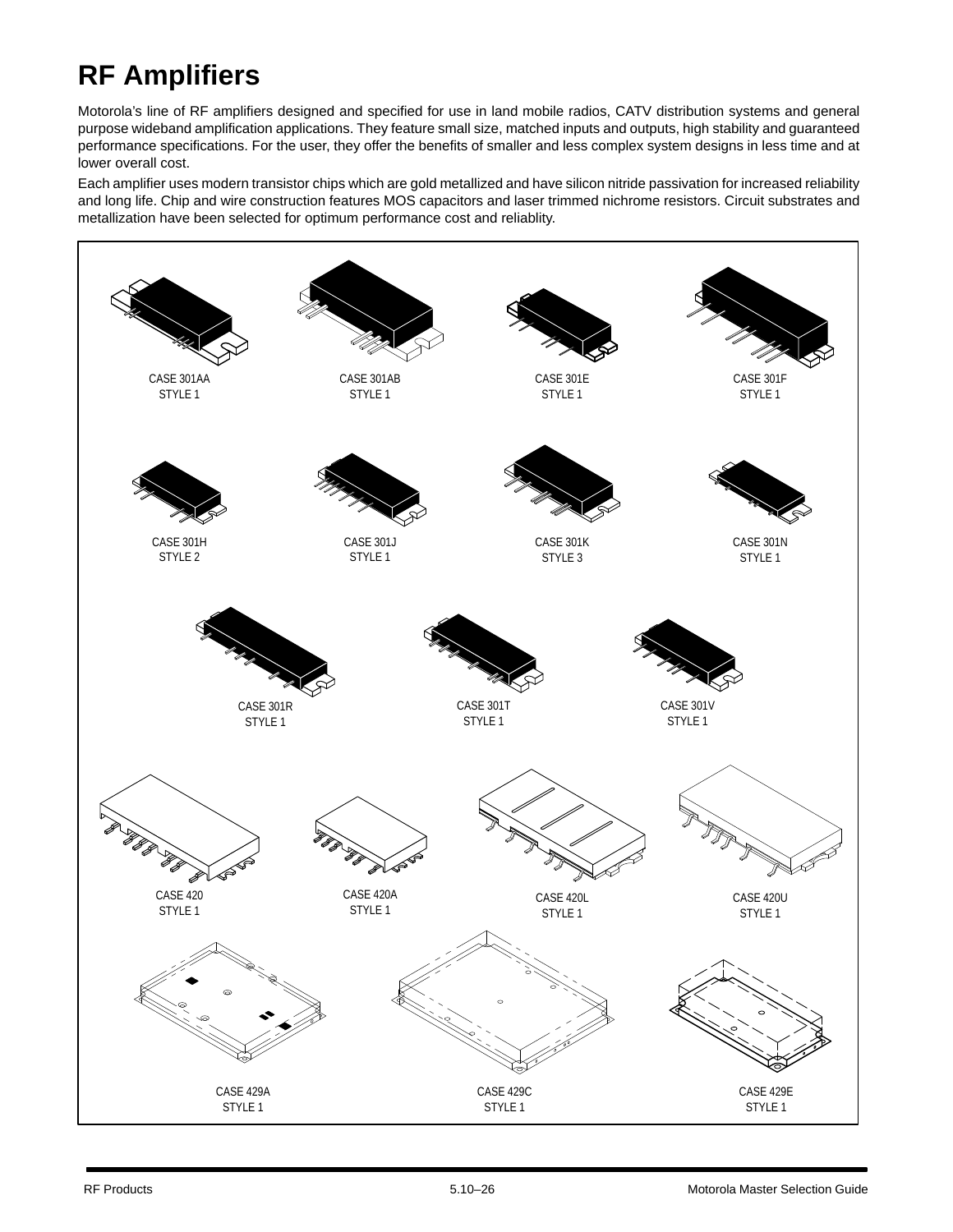# RF Amplifiers

Motorola's line of RF amplifiers designed and specified for use in land mobile radios, CATV distribution systems and general purpose wideband amplification applications. They feature small size, matched inputs and outputs, high stability and guaranteed performance specifications. For the user, they offer the benefits of smaller and less complex system designs in less time and at lower overall cost.

Each amplifier uses modern transistor chips which are gold metallized and have silicon nitride passivation for increased reliability and long life. Chip and wire construction features MOS capacitors and laser trimmed nichrome resistors. Circuit substrates and metallization have been selected for optimum performance cost and reliablity.

CASE 301AA
STYLE 1

CASE 301AB
STYLE 1

CASE 301E
STYLE 1

CASE 301F
STYLE 1

CASE 301H
STYLE 2

CASE 301J
STYLE 1

CASE 301K
STYLE 3

CASE 301N
STYLE 1

CASE 301R
STYLE 1

CASE 301T
STYLE 1

CASE 301V
STYLE 1

CASE 420
STYLE 1

CASE 420A
STYLE 1

CASE 420L
STYLE 1

CASE 420U
STYLE 1

CASE 429A
STYLE 1

CASE 429C
STYLE 1

CASE 429E
STYLE 1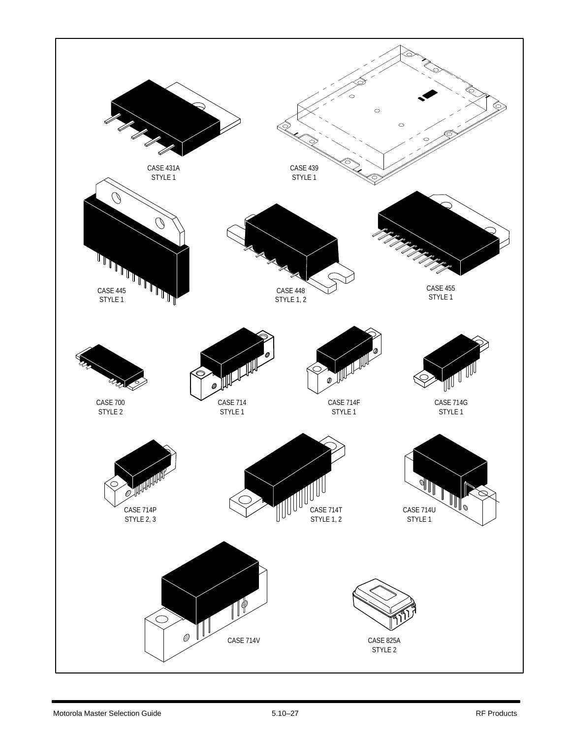CASE 431A
STYLE 1

CASE 439
STYLE 1

CASE 445
STYLE 1

CASE 448
STYLE 1, 2

CASE 455
STYLE 1

CASE 700
STYLE 2

CASE 714
STYLE 1

CASE 714F
STYLE 1

CASE 714G
STYLE 1

CASE 714P
STYLE 2, 3

CASE 714T
STYLE 1, 2

CASE 714U
STYLE 1

CASE 714V

CASE 825A
STYLE 2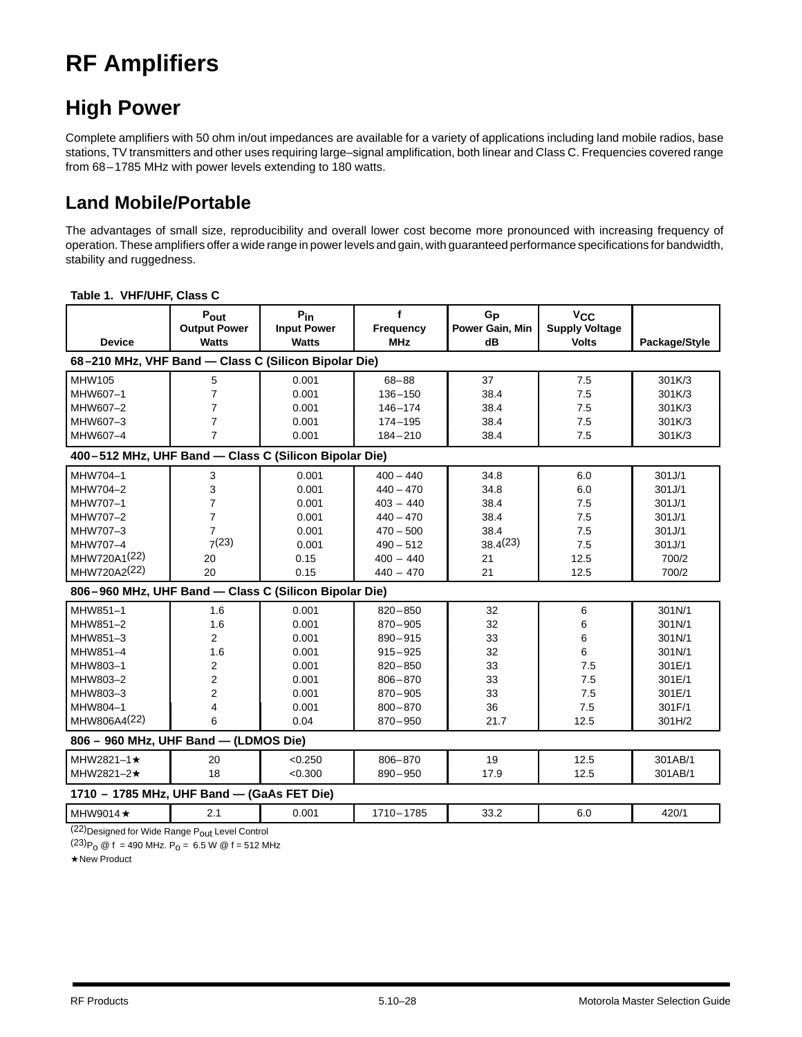# RF Amplifiers

## High Power

Complete amplifiers with 50 ohm in/out impedances are available for a variety of applications including land mobile radios, base stations, TV transmitters and other uses requiring large–signal amplification, both linear and Class C. Frequencies covered range from 68 – 1785 MHz with power levels extending to 180 watts.

## Land Mobile/Portable

The advantages of small size, reproducibility and overall lower cost become more pronounced with increasing frequency of operation. These amplifiers offer a wide range in power levels and gain, with guaranteed performance specifications for bandwidth, stability and ruggedness.

**Table 1. VHF/UHF, Class C**

| Device | $P_{out}$ Output Power Watts | $P_{in}$ Input Power Watts | f Frequency MHz | $G_P$ Power Gain, Min dB | $V_{CC}$ Supply Voltage Volts | Package/Style |
|---|---|---|---|---|---|---|
| **68 – 210 MHz, VHF Band — Class C (Silicon Bipolar Die)** | | | | | | |
| MHW105 | 5 | 0.001 | 68 – 88 | 37 | 7.5 | 301K/3 |
| MHW607–1 | 7 | 0.001 | 136 – 150 | 38.4 | 7.5 | 301K/3 |
| MHW607–2 | 7 | 0.001 | 146 – 174 | 38.4 | 7.5 | 301K/3 |
| MHW607–3 | 7 | 0.001 | 174 – 195 | 38.4 | 7.5 | 301K/3 |
| MHW607–4 | 7 | 0.001 | 184 – 210 | 38.4 | 7.5 | 301K/3 |
| **400 – 512 MHz, UHF Band — Class C (Silicon Bipolar Die)** | | | | | | |
| MHW704–1 | 3 | 0.001 | 400 – 440 | 34.8 | 6.0 | 301J/1 |
| MHW704–2 | 3 | 0.001 | 440 – 470 | 34.8 | 6.0 | 301J/1 |
| MHW707–1 | 7 | 0.001 | 403 – 440 | 38.4 | 7.5 | 301J/1 |
| MHW707–2 | 7 | 0.001 | 440 – 470 | 38.4 | 7.5 | 301J/1 |
| MHW707–3 | 7 | 0.001 | 470 – 500 | 38.4 | 7.5 | 301J/1 |
| MHW707–4 | 7(23) | 0.001 | 490 – 512 | 38.4(23) | 7.5 | 301J/1 |
| MHW720A1(22) | 20 | 0.15 | 400 – 440 | 21 | 12.5 | 700/2 |
| MHW720A2(22) | 20 | 0.15 | 440 – 470 | 21 | 12.5 | 700/2 |
| **806 – 960 MHz, UHF Band — Class C (Silicon Bipolar Die)** | | | | | | |
| MHW851–1 | 1.6 | 0.001 | 820 – 850 | 32 | 6 | 301N/1 |
| MHW851–2 | 1.6 | 0.001 | 870 – 905 | 32 | 6 | 301N/1 |
| MHW851–3 | 2 | 0.001 | 890 – 915 | 33 | 6 | 301N/1 |
| MHW851–4 | 1.6 | 0.001 | 915 – 925 | 32 | 6 | 301N/1 |
| MHW803–1 | 2 | 0.001 | 820 – 850 | 33 | 7.5 | 301E/1 |
| MHW803–2 | 2 | 0.001 | 806 – 870 | 33 | 7.5 | 301E/1 |
| MHW803–3 | 2 | 0.001 | 870 – 905 | 33 | 7.5 | 301E/1 |
| MHW804–1 | 4 | 0.001 | 800 – 870 | 36 | 7.5 | 301F/1 |
| MHW806A4(22) | 6 | 0.04 | 870 – 950 | 21.7 | 12.5 | 301H/2 |
| **806 – 960 MHz, UHF Band — (LDMOS Die)** | | | | | | |
| MHW2821–1★ | 20 | <0.250 | 806 – 870 | 19 | 12.5 | 301AB/1 |
| MHW2821–2★ | 18 | <0.300 | 890 – 950 | 17.9 | 12.5 | 301AB/1 |
| **1710 – 1785 MHz, UHF Band — (GaAs FET Die)** | | | | | | |
| MHW9014★ | 2.1 | 0.001 | 1710 – 1785 | 33.2 | 6.0 | 420/1 |

(22) Designed for Wide Range $P_{out}$ Level Control
(23) $P_o$ @ f = 490 MHz. $P_o$ = 6.5 W @ f = 512 MHz
★New Product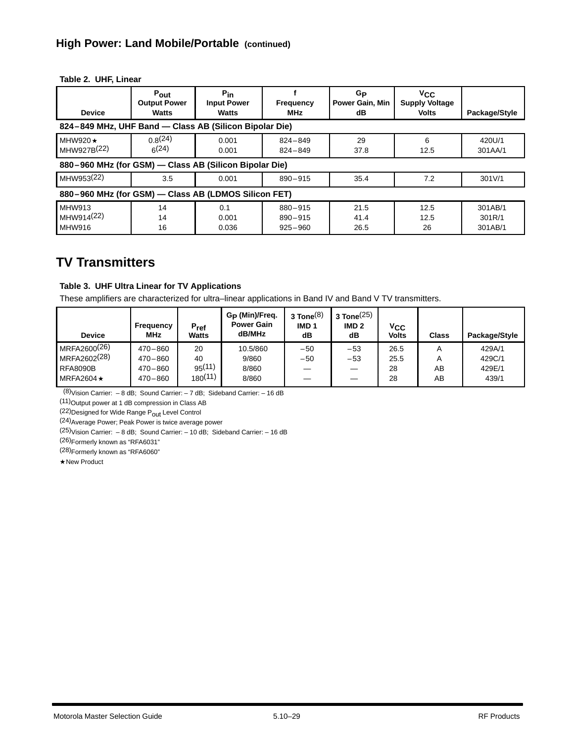## High Power: Land Mobile/Portable (continued)

**Table 2. UHF, Linear**

| Device | $P_{out}$ Output Power Watts | $P_{in}$ Input Power Watts | f Frequency MHz | $G_P$ Power Gain, Min dB | $V_{CC}$ Supply Voltage Volts | Package/Style |
|---|---|---|---|---|---|---|
| **824–849 MHz, UHF Band — Class AB (Silicon Bipolar Die)** | | | | | | |
| MHW920★ | 0.8(24) | 0.001 | 824–849 | 29 | 6 | 420U/1 |
| MHW927B(22) | 6(24) | 0.001 | 824–849 | 37.8 | 12.5 | 301AA/1 |
| **880–960 MHz (for GSM) — Class AB (Silicon Bipolar Die)** | | | | | | |
| MHW953(22) | 3.5 | 0.001 | 890–915 | 35.4 | 7.2 | 301V/1 |
| **880–960 MHz (for GSM) — Class AB (LDMOS Silicon FET)** | | | | | | |
| MHW913 | 14 | 0.1 | 880–915 | 21.5 | 12.5 | 301AB/1 |
| MHW914(22) | 14 | 0.001 | 890–915 | 41.4 | 12.5 | 301R/1 |
| MHW916 | 16 | 0.036 | 925–960 | 26.5 | 26 | 301AB/1 |

# TV Transmitters

**Table 3. UHF Ultra Linear for TV Applications**

These amplifiers are characterized for ultra–linear applications in Band IV and Band V TV transmitters.

| Device | Frequency MHz | $P_{ref}$ Watts | $G_P$ (Min)/Freq. Power Gain dB/MHz | 3 Tone(8) IMD 1 dB | 3 Tone(25) IMD 2 dB | $V_{CC}$ Volts | Class | Package/Style |
|---|---|---|---|---|---|---|---|---|
| MRFA2600(26) | 470–860 | 20 | 10.5/860 | –50 | –53 | 26.5 | A | 429A/1 |
| MRFA2602(28) | 470–860 | 40 | 9/860 | –50 | –53 | 25.5 | A | 429C/1 |
| RFA8090B | 470–860 | 95(11) | 8/860 | — | — | 28 | AB | 429E/1 |
| MRFA2604★ | 470–860 | 180(11) | 8/860 | — | — | 28 | AB | 439/1 |

(8)Vision Carrier: – 8 dB; Sound Carrier: – 7 dB; Sideband Carrier: – 16 dB
(11)Output power at 1 dB compression in Class AB
(22)Designed for Wide Range $P_{out}$ Level Control
(24)Average Power; Peak Power is twice average power
(25)Vision Carrier: – 8 dB; Sound Carrier: – 10 dB; Sideband Carrier: – 16 dB
(26)Formerly known as “RFA6031”
(28)Formerly known as “RFA6060”
★New Product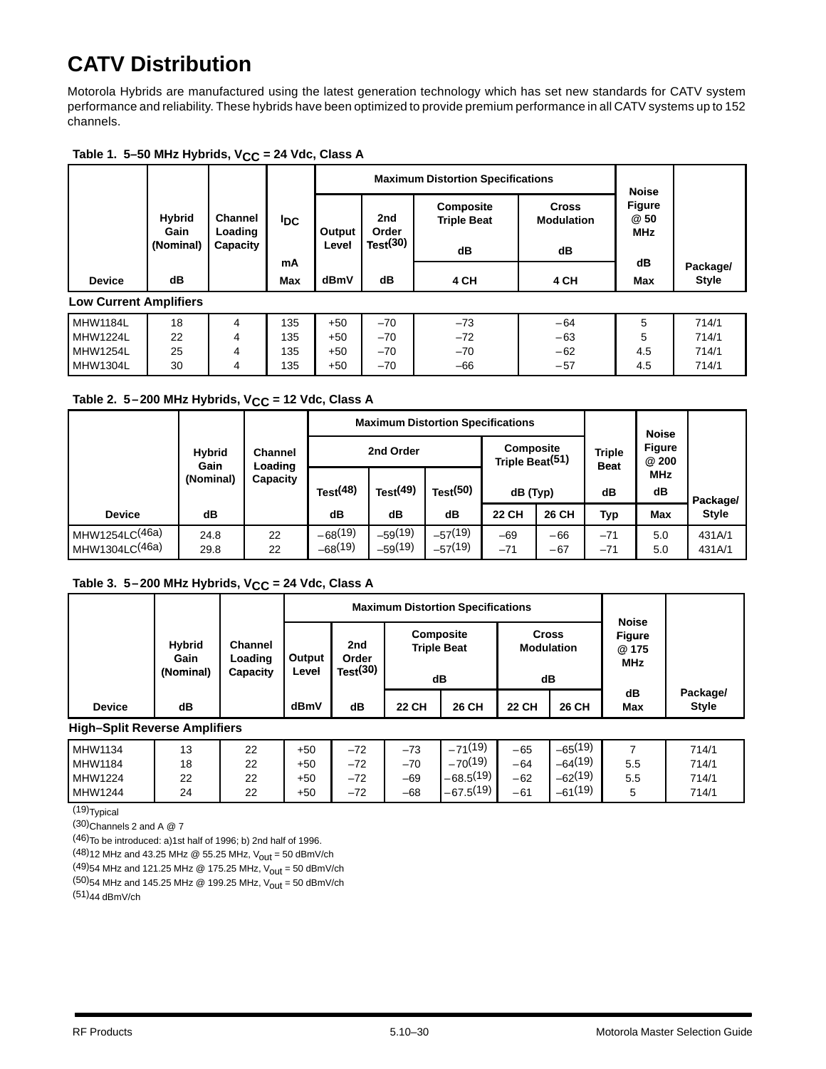# CATV Distribution

Motorola Hybrids are manufactured using the latest generation technology which has set new standards for CATV system performance and reliability. These hybrids have been optimized to provide premium performance in all CATV systems up to 152 channels.

**Table 1. 5–50 MHz Hybrids, $V_{CC}$ = 24 Vdc, Class A**

| Device | Hybrid Gain (Nominal) dB | Channel Loading Capacity | $I_{DC}$ mA Max | Maximum Distortion Specifications: Output Level dBmV | 2nd Order Test(30) dB | Composite Triple Beat dB 4 CH | Cross Modulation dB 4 CH | Noise Figure @ 50 MHz dB Max | Package/Style |
|---|---|---|---|---|---|---|---|---|---|
| **Low Current Amplifiers** | | | | | | | | | |
| MHW1184L | 18 | 4 | 135 | +50 | –70 | –73 | –64 | 5 | 714/1 |
| MHW1224L | 22 | 4 | 135 | +50 | –70 | –72 | –63 | 5 | 714/1 |
| MHW1254L | 25 | 4 | 135 | +50 | –70 | –70 | –62 | 4.5 | 714/1 |
| MHW1304L | 30 | 4 | 135 | +50 | –70 | –66 | –57 | 4.5 | 714/1 |

**Table 2. 5–200 MHz Hybrids, $V_{CC}$ = 12 Vdc, Class A**

| Device | Hybrid Gain (Nominal) dB | Channel Loading Capacity | 2nd Order Test(48) dB | 2nd Order Test(49) dB | 2nd Order Test(50) dB | Composite Triple Beat(51) dB (Typ) 22 CH | Composite Triple Beat(51) dB (Typ) 26 CH | Triple Beat dB Typ | Noise Figure @ 200 MHz dB Max | Package/Style |
|---|---|---|---|---|---|---|---|---|---|---|
| MHW1254LC(46a) | 24.8 | 22 | –68(19) | –59(19) | –57(19) | –69 | –66 | –71 | 5.0 | 431A/1 |
| MHW1304LC(46a) | 29.8 | 22 | –68(19) | –59(19) | –57(19) | –71 | –67 | –71 | 5.0 | 431A/1 |

**Table 3. 5–200 MHz Hybrids, $V_{CC}$ = 24 Vdc, Class A**

| Device | Hybrid Gain (Nominal) dB | Channel Loading Capacity | Output Level dBmV | 2nd Order Test(30) dB | Composite Triple Beat dB 22 CH | Composite Triple Beat dB 26 CH | Cross Modulation dB 22 CH | Cross Modulation dB 26 CH | Noise Figure @ 175 MHz dB Max | Package/Style |
|---|---|---|---|---|---|---|---|---|---|---|
| **High–Split Reverse Amplifiers** | | | | | | | | | | |
| MHW1134 | 13 | 22 | +50 | –72 | –73 | –71(19) | –65 | –65(19) | 7 | 714/1 |
| MHW1184 | 18 | 22 | +50 | –72 | –70 | –70(19) | –64 | –64(19) | 5.5 | 714/1 |
| MHW1224 | 22 | 22 | +50 | –72 | –69 | –68.5(19) | –62 | –62(19) | 5.5 | 714/1 |
| MHW1244 | 24 | 22 | +50 | –72 | –68 | –67.5(19) | –61 | –61(19) | 5 | 714/1 |

(19) Typical
(30) Channels 2 and A @ 7
(46) To be introduced: a)1st half of 1996; b) 2nd half of 1996.
(48) 12 MHz and 43.25 MHz @ 55.25 MHz, $V_{out}$ = 50 dBmV/ch
(49) 54 MHz and 121.25 MHz @ 175.25 MHz, $V_{out}$ = 50 dBmV/ch
(50) 54 MHz and 145.25 MHz @ 199.25 MHz, $V_{out}$ = 50 dBmV/ch
(51) 44 dBmV/ch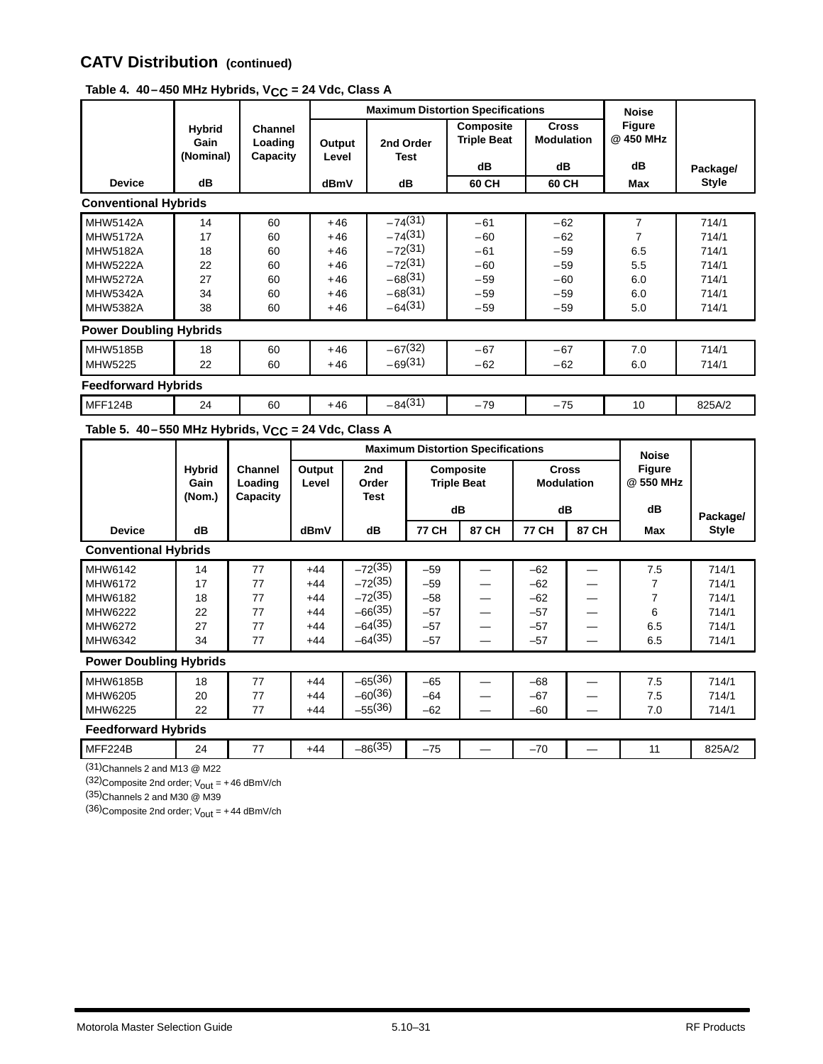## CATV Distribution (continued)

### Table 4. 40–450 MHz Hybrids, $V_{CC}$ = 24 Vdc, Class A

| Device | Hybrid Gain (Nominal) | Channel Loading Capacity | Maximum Distortion Specifications | | | | Noise Figure @ 450 MHz | Package/ Style |
|---|---|---|---|---|---|---|---|---|
| | | | Output Level | 2nd Order Test | Composite Triple Beat | Cross Modulation | | |
| | dB | | dBmV | dB | dB 60 CH | dB 60 CH | dB Max | |
| **Conventional Hybrids** | | | | | | | | |
| MHW5142A | 14 | 60 | +46 | −74(31) | −61 | −62 | 7 | 714/1 |
| MHW5172A | 17 | 60 | +46 | −74(31) | −60 | −62 | 7 | 714/1 |
| MHW5182A | 18 | 60 | +46 | −72(31) | −61 | −59 | 6.5 | 714/1 |
| MHW5222A | 22 | 60 | +46 | −72(31) | −60 | −59 | 5.5 | 714/1 |
| MHW5272A | 27 | 60 | +46 | −68(31) | −59 | −60 | 6.0 | 714/1 |
| MHW5342A | 34 | 60 | +46 | −68(31) | −59 | −59 | 6.0 | 714/1 |
| MHW5382A | 38 | 60 | +46 | −64(31) | −59 | −59 | 5.0 | 714/1 |
| **Power Doubling Hybrids** | | | | | | | | |
| MHW5185B | 18 | 60 | +46 | −67(32) | −67 | −67 | 7.0 | 714/1 |
| MHW5225 | 22 | 60 | +46 | −69(31) | −62 | −62 | 6.0 | 714/1 |
| **Feedforward Hybrids** | | | | | | | | |
| MFF124B | 24 | 60 | +46 | −84(31) | −79 | −75 | 10 | 825A/2 |

### Table 5. 40–550 MHz Hybrids, $V_{CC}$ = 24 Vdc, Class A

| Device | Hybrid Gain (Nom.) | Channel Loading Capacity | Maximum Distortion Specifications | | | | | | Noise Figure @ 550 MHz | Package/ Style |
|---|---|---|---|---|---|---|---|---|---|---|
| | | | Output Level | 2nd Order Test | Composite Triple Beat dB | | Cross Modulation dB | | | |
| | dB | | dBmV | dB | 77 CH | 87 CH | 77 CH | 87 CH | dB Max | |
| **Conventional Hybrids** | | | | | | | | | | |
| MHW6142 | 14 | 77 | +44 | –72(35) | –59 | — | –62 | — | 7.5 | 714/1 |
| MHW6172 | 17 | 77 | +44 | –72(35) | –59 | — | –62 | — | 7 | 714/1 |
| MHW6182 | 18 | 77 | +44 | –72(35) | –58 | — | –62 | — | 7 | 714/1 |
| MHW6222 | 22 | 77 | +44 | –66(35) | –57 | — | –57 | — | 6 | 714/1 |
| MHW6272 | 27 | 77 | +44 | –64(35) | –57 | — | –57 | — | 6.5 | 714/1 |
| MHW6342 | 34 | 77 | +44 | –64(35) | –57 | — | –57 | — | 6.5 | 714/1 |
| **Power Doubling Hybrids** | | | | | | | | | | |
| MHW6185B | 18 | 77 | +44 | –65(36) | –65 | — | –68 | — | 7.5 | 714/1 |
| MHW6205 | 20 | 77 | +44 | –60(36) | –64 | — | –67 | — | 7.5 | 714/1 |
| MHW6225 | 22 | 77 | +44 | –55(36) | –62 | — | –60 | — | 7.0 | 714/1 |
| **Feedforward Hybrids** | | | | | | | | | | |
| MFF224B | 24 | 77 | +44 | –86(35) | –75 | — | –70 | — | 11 | 825A/2 |

(31) Channels 2 and M13 @ M22
(32) Composite 2nd order; $V_{out}$ = +46 dBmV/ch
(35) Channels 2 and M30 @ M39
(36) Composite 2nd order; $V_{out}$ = +44 dBmV/ch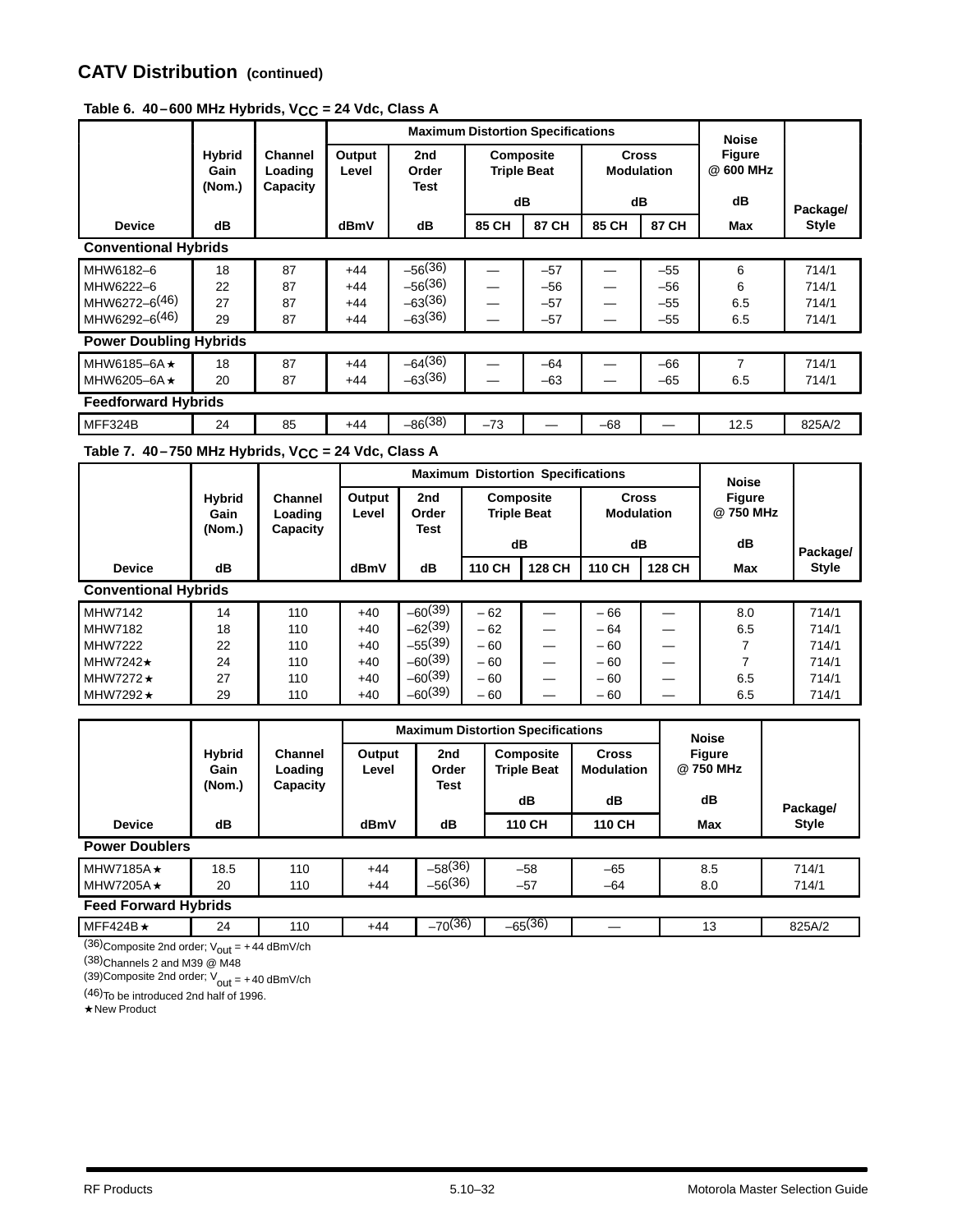## CATV Distribution (continued)

**Table 6. 40–600 MHz Hybrids, $V_{CC}$ = 24 Vdc, Class A**

| Device | Hybrid Gain (Nom.) dB | Channel Loading Capacity | Maximum Distortion Specifications: Output Level dBmV | 2nd Order Test dB | Composite Triple Beat dB 85 CH | Composite Triple Beat dB 87 CH | Cross Modulation dB 85 CH | Cross Modulation dB 87 CH | Noise Figure @ 600 MHz dB Max | Package/ Style |
|---|---|---|---|---|---|---|---|---|---|---|
| **Conventional Hybrids** | | | | | | | | | | |
| MHW6182–6 | 18 | 87 | +44 | –56(36) | — | –57 | — | –55 | 6 | 714/1 |
| MHW6222–6 | 22 | 87 | +44 | –56(36) | — | –56 | — | –56 | 6 | 714/1 |
| MHW6272–6(46) | 27 | 87 | +44 | –63(36) | — | –57 | — | –55 | 6.5 | 714/1 |
| MHW6292–6(46) | 29 | 87 | +44 | –63(36) | — | –57 | — | –55 | 6.5 | 714/1 |
| **Power Doubling Hybrids** | | | | | | | | | | |
| MHW6185–6A★ | 18 | 87 | +44 | –64(36) | — | –64 | — | –66 | 7 | 714/1 |
| MHW6205–6A★ | 20 | 87 | +44 | –63(36) | — | –63 | — | –65 | 6.5 | 714/1 |
| **Feedforward Hybrids** | | | | | | | | | | |
| MFF324B | 24 | 85 | +44 | –86(38) | –73 | — | –68 | — | 12.5 | 825A/2 |

**Table 7. 40–750 MHz Hybrids, $V_{CC}$ = 24 Vdc, Class A**

| Device | Hybrid Gain (Nom.) dB | Channel Loading Capacity | Maximum Distortion Specifications: Output Level dBmV | 2nd Order Test dB | Composite Triple Beat dB 110 CH | Composite Triple Beat dB 128 CH | Cross Modulation dB 110 CH | Cross Modulation dB 128 CH | Noise Figure @ 750 MHz dB Max | Package/ Style |
|---|---|---|---|---|---|---|---|---|---|---|
| **Conventional Hybrids** | | | | | | | | | | |
| MHW7142 | 14 | 110 | +40 | –60(39) | – 62 | — | – 66 | — | 8.0 | 714/1 |
| MHW7182 | 18 | 110 | +40 | –62(39) | – 62 | — | – 64 | — | 6.5 | 714/1 |
| MHW7222 | 22 | 110 | +40 | –55(39) | – 60 | — | – 60 | — | 7 | 714/1 |
| MHW7242★ | 24 | 110 | +40 | –60(39) | – 60 | — | – 60 | — | 7 | 714/1 |
| MHW7272★ | 27 | 110 | +40 | –60(39) | – 60 | — | – 60 | — | 6.5 | 714/1 |
| MHW7292★ | 29 | 110 | +40 | –60(39) | – 60 | — | – 60 | — | 6.5 | 714/1 |

| Device | Hybrid Gain (Nom.) dB | Channel Loading Capacity | Maximum Distortion Specifications: Output Level dBmV | 2nd Order Test dB | Composite Triple Beat dB 110 CH | Cross Modulation dB 110 CH | Noise Figure @ 750 MHz dB Max | Package/ Style |
|---|---|---|---|---|---|---|---|---|
| **Power Doublers** | | | | | | | | |
| MHW7185A★ | 18.5 | 110 | +44 | –58(36) | –58 | –65 | 8.5 | 714/1 |
| MHW7205A★ | 20 | 110 | +44 | –56(36) | –57 | –64 | 8.0 | 714/1 |
| **Feed Forward Hybrids** | | | | | | | | |
| MFF424B★ | 24 | 110 | +44 | –70(36) | –65(36) | — | 13 | 825A/2 |

(36)Composite 2nd order; $V_{out}$ = +44 dBmV/ch
(38)Channels 2 and M39 @ M48
(39)Composite 2nd order; $V_{out}$ = +40 dBmV/ch
(46)To be introduced 2nd half of 1996.
★New Product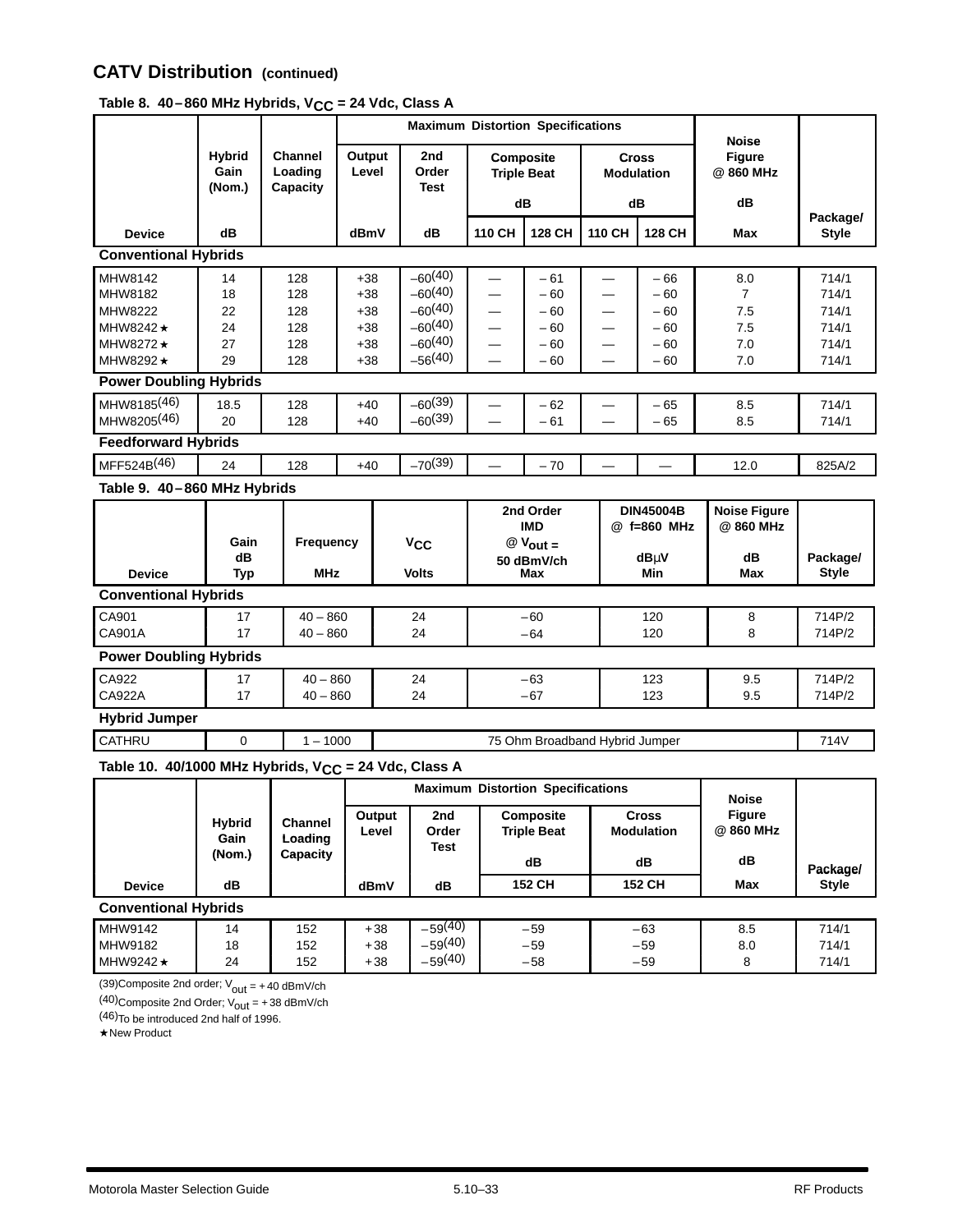## CATV Distribution (continued)

**Table 8. 40–860 MHz Hybrids, $V_{CC}$ = 24 Vdc, Class A**

| Device | Hybrid Gain (Nom.) dB | Channel Loading Capacity | Maximum Distortion Specifications: Output Level dBmV | 2nd Order Test dB | Composite Triple Beat dB 110 CH | Composite Triple Beat dB 128 CH | Cross Modulation dB 110 CH | Cross Modulation dB 128 CH | Noise Figure @ 860 MHz dB Max | Package/ Style |
|---|---|---|---|---|---|---|---|---|---|---|
| **Conventional Hybrids** | | | | | | | | | | |
| MHW8142 | 14 | 128 | +38 | –60(40) | — | – 61 | — | – 66 | 8.0 | 714/1 |
| MHW8182 | 18 | 128 | +38 | –60(40) | — | – 60 | — | – 60 | 7 | 714/1 |
| MHW8222 | 22 | 128 | +38 | –60(40) | — | – 60 | — | – 60 | 7.5 | 714/1 |
| MHW8242★ | 24 | 128 | +38 | –60(40) | — | – 60 | — | – 60 | 7.5 | 714/1 |
| MHW8272★ | 27 | 128 | +38 | –60(40) | — | – 60 | — | – 60 | 7.0 | 714/1 |
| MHW8292★ | 29 | 128 | +38 | –56(40) | — | – 60 | — | – 60 | 7.0 | 714/1 |
| **Power Doubling Hybrids** | | | | | | | | | | |
| MHW8185(46) | 18.5 | 128 | +40 | –60(39) | — | – 62 | — | – 65 | 8.5 | 714/1 |
| MHW8205(46) | 20 | 128 | +40 | –60(39) | — | – 61 | — | – 65 | 8.5 | 714/1 |
| **Feedforward Hybrids** | | | | | | | | | | |
| MFF524B(46) | 24 | 128 | +40 | –70(39) | — | – 70 | — | — | 12.0 | 825A/2 |

**Table 9. 40–860 MHz Hybrids**

| Device | Gain dB Typ | Frequency MHz | $V_{CC}$ Volts | 2nd Order IMD @ $V_{out}$ = 50 dBmV/ch Max | DIN45004B @ f=860 MHz dBμV Min | Noise Figure @ 860 MHz dB Max | Package/ Style |
|---|---|---|---|---|---|---|---|
| **Conventional Hybrids** | | | | | | | |
| CA901 | 17 | 40 – 860 | 24 | –60 | 120 | 8 | 714P/2 |
| CA901A | 17 | 40 – 860 | 24 | –64 | 120 | 8 | 714P/2 |
| **Power Doubling Hybrids** | | | | | | | |
| CA922 | 17 | 40 – 860 | 24 | –63 | 123 | 9.5 | 714P/2 |
| CA922A | 17 | 40 – 860 | 24 | –67 | 123 | 9.5 | 714P/2 |
| **Hybrid Jumper** | | | | | | | |
| CATHRU | 0 | 1 – 1000 | 75 Ohm Broadband Hybrid Jumper | | | | 714V |

**Table 10. 40/1000 MHz Hybrids, $V_{CC}$ = 24 Vdc, Class A**

| Device | Hybrid Gain (Nom.) dB | Channel Loading Capacity | Maximum Distortion Specifications: Output Level dBmV | 2nd Order Test dB | Composite Triple Beat dB 152 CH | Cross Modulation dB 152 CH | Noise Figure @ 860 MHz dB Max | Package/ Style |
|---|---|---|---|---|---|---|---|---|
| **Conventional Hybrids** | | | | | | | | |
| MHW9142 | 14 | 152 | +38 | –59(40) | –59 | –63 | 8.5 | 714/1 |
| MHW9182 | 18 | 152 | +38 | –59(40) | –59 | –59 | 8.0 | 714/1 |
| MHW9242★ | 24 | 152 | +38 | –59(40) | –58 | –59 | 8 | 714/1 |

(39)Composite 2nd order; $V_{out}$ = +40 dBmV/ch
(40)Composite 2nd Order; $V_{out}$ = +38 dBmV/ch
(46)To be introduced 2nd half of 1996.
★New Product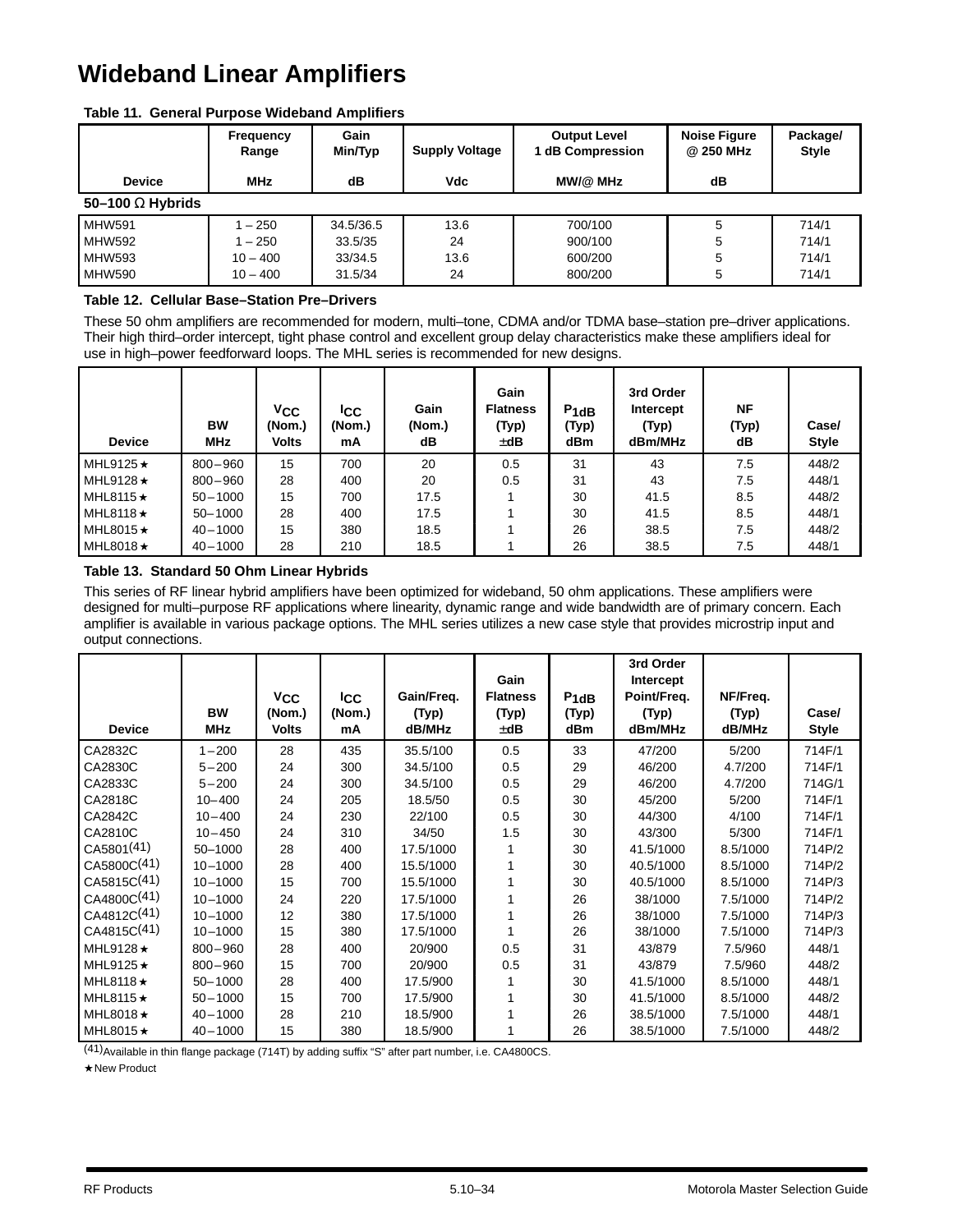# Wideband Linear Amplifiers

**Table 11. General Purpose Wideband Amplifiers**

| Device | Frequency Range MHz | Gain Min/Typ dB | Supply Voltage Vdc | Output Level 1 dB Compression MW/@ MHz | Noise Figure @ 250 MHz dB | Package/ Style |
|---|---|---|---|---|---|---|
| **50–100 Ω Hybrids** | | | | | | |
| MHW591 | 1 – 250 | 34.5/36.5 | 13.6 | 700/100 | 5 | 714/1 |
| MHW592 | 1 – 250 | 33.5/35 | 24 | 900/100 | 5 | 714/1 |
| MHW593 | 10 – 400 | 33/34.5 | 13.6 | 600/200 | 5 | 714/1 |
| MHW590 | 10 – 400 | 31.5/34 | 24 | 800/200 | 5 | 714/1 |

**Table 12. Cellular Base–Station Pre–Drivers**

These 50 ohm amplifiers are recommended for modern, multi–tone, CDMA and/or TDMA base–station pre–driver applications. Their high third–order intercept, tight phase control and excellent group delay characteristics make these amplifiers ideal for use in high–power feedforward loops. The MHL series is recommended for new designs.

| Device | BW MHz | $V_{CC}$ (Nom.) Volts | $I_{CC}$ (Nom.) mA | Gain (Nom.) dB | Gain Flatness (Typ) ±dB | $P_{1dB}$ (Typ) dBm | 3rd Order Intercept (Typ) dBm/MHz | NF (Typ) dB | Case/ Style |
|---|---|---|---|---|---|---|---|---|---|
| MHL9125★ | 800–960 | 15 | 700 | 20 | 0.5 | 31 | 43 | 7.5 | 448/2 |
| MHL9128★ | 800–960 | 28 | 400 | 20 | 0.5 | 31 | 43 | 7.5 | 448/1 |
| MHL8115★ | 50–1000 | 15 | 700 | 17.5 | 1 | 30 | 41.5 | 8.5 | 448/2 |
| MHL8118★ | 50–1000 | 28 | 400 | 17.5 | 1 | 30 | 41.5 | 8.5 | 448/1 |
| MHL8015★ | 40–1000 | 15 | 380 | 18.5 | 1 | 26 | 38.5 | 7.5 | 448/2 |
| MHL8018★ | 40–1000 | 28 | 210 | 18.5 | 1 | 26 | 38.5 | 7.5 | 448/1 |

**Table 13. Standard 50 Ohm Linear Hybrids**

This series of RF linear hybrid amplifiers have been optimized for wideband, 50 ohm applications. These amplifiers were designed for multi–purpose RF applications where linearity, dynamic range and wide bandwidth are of primary concern. Each amplifier is available in various package options. The MHL series utilizes a new case style that provides microstrip input and output connections.

| Device | BW MHz | $V_{CC}$ (Nom.) Volts | $I_{CC}$ (Nom.) mA | Gain/Freq. (Typ) dB/MHz | Gain Flatness (Typ) ±dB | $P_{1dB}$ (Typ) dBm | 3rd Order Intercept Point/Freq. (Typ) dBm/MHz | NF/Freq. (Typ) dB/MHz | Case/ Style |
|---|---|---|---|---|---|---|---|---|---|
| CA2832C | 1–200 | 28 | 435 | 35.5/100 | 0.5 | 33 | 47/200 | 5/200 | 714F/1 |
| CA2830C | 5–200 | 24 | 300 | 34.5/100 | 0.5 | 29 | 46/200 | 4.7/200 | 714F/1 |
| CA2833C | 5–200 | 24 | 300 | 34.5/100 | 0.5 | 29 | 46/200 | 4.7/200 | 714G/1 |
| CA2818C | 10–400 | 24 | 205 | 18.5/50 | 0.5 | 30 | 45/200 | 5/200 | 714F/1 |
| CA2842C | 10–400 | 24 | 230 | 22/100 | 0.5 | 30 | 44/300 | 4/100 | 714F/1 |
| CA2810C | 10–450 | 24 | 310 | 34/50 | 1.5 | 30 | 43/300 | 5/300 | 714F/1 |
| CA5801(41) | 50–1000 | 28 | 400 | 17.5/1000 | 1 | 30 | 41.5/1000 | 8.5/1000 | 714P/2 |
| CA5800C(41) | 10–1000 | 28 | 400 | 15.5/1000 | 1 | 30 | 40.5/1000 | 8.5/1000 | 714P/2 |
| CA5815C(41) | 10–1000 | 15 | 700 | 15.5/1000 | 1 | 30 | 40.5/1000 | 8.5/1000 | 714P/3 |
| CA4800C(41) | 10–1000 | 24 | 220 | 17.5/1000 | 1 | 26 | 38/1000 | 7.5/1000 | 714P/2 |
| CA4812C(41) | 10–1000 | 12 | 380 | 17.5/1000 | 1 | 26 | 38/1000 | 7.5/1000 | 714P/3 |
| CA4815C(41) | 10–1000 | 15 | 380 | 17.5/1000 | 1 | 26 | 38/1000 | 7.5/1000 | 714P/3 |
| MHL9128★ | 800–960 | 28 | 400 | 20/900 | 0.5 | 31 | 43/879 | 7.5/960 | 448/1 |
| MHL9125★ | 800–960 | 15 | 700 | 20/900 | 0.5 | 31 | 43/879 | 7.5/960 | 448/2 |
| MHL8118★ | 50–1000 | 28 | 400 | 17.5/900 | 1 | 30 | 41.5/1000 | 8.5/1000 | 448/1 |
| MHL8115★ | 50–1000 | 15 | 700 | 17.5/900 | 1 | 30 | 41.5/1000 | 8.5/1000 | 448/2 |
| MHL8018★ | 40–1000 | 28 | 210 | 18.5/900 | 1 | 26 | 38.5/1000 | 7.5/1000 | 448/1 |
| MHL8015★ | 40–1000 | 15 | 380 | 18.5/900 | 1 | 26 | 38.5/1000 | 7.5/1000 | 448/2 |

(41) Available in thin flange package (714T) by adding suffix “S” after part number, i.e. CA4800CS.

★New Product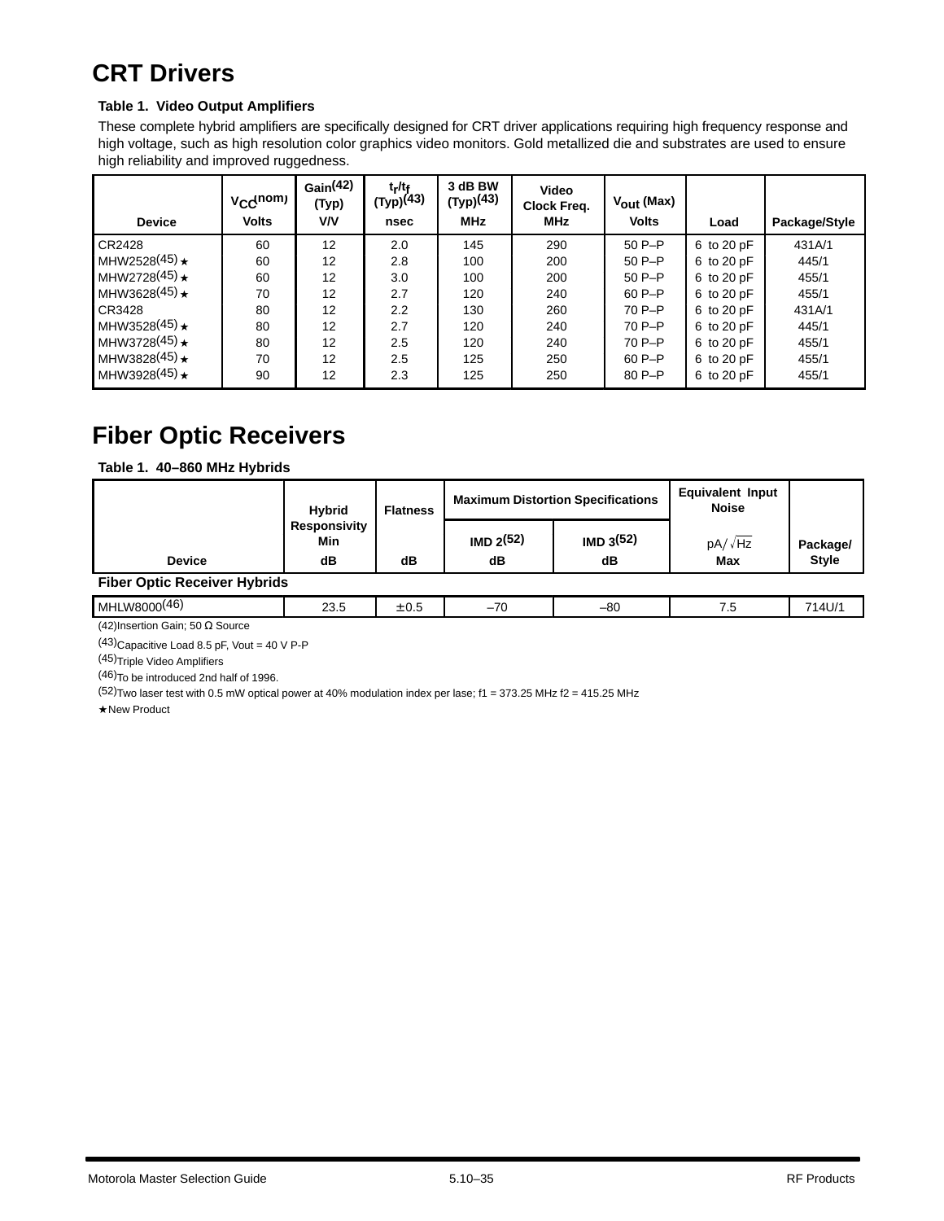# CRT Drivers

**Table 1. Video Output Amplifiers**

These complete hybrid amplifiers are specifically designed for CRT driver applications requiring high frequency response and high voltage, such as high resolution color graphics video monitors. Gold metallized die and substrates are used to ensure high reliability and improved ruggedness.

| Device | $V_{CC}$(nom) Volts | Gain(42) (Typ) V/V | $t_r/t_f$ (Typ)(43) nsec | 3 dB BW (Typ)(43) MHz | Video Clock Freq. MHz | $V_{out}$ (Max) Volts | Load | Package/Style |
|---|---|---|---|---|---|---|---|---|
| CR2428 | 60 | 12 | 2.0 | 145 | 290 | 50 P–P | 6 to 20 pF | 431A/1 |
| MHW2528(45) ★ | 60 | 12 | 2.8 | 100 | 200 | 50 P–P | 6 to 20 pF | 445/1 |
| MHW2728(45) ★ | 60 | 12 | 3.0 | 100 | 200 | 50 P–P | 6 to 20 pF | 455/1 |
| MHW3628(45) ★ | 70 | 12 | 2.7 | 120 | 240 | 60 P–P | 6 to 20 pF | 455/1 |
| CR3428 | 80 | 12 | 2.2 | 130 | 260 | 70 P–P | 6 to 20 pF | 431A/1 |
| MHW3528(45) ★ | 80 | 12 | 2.7 | 120 | 240 | 70 P–P | 6 to 20 pF | 445/1 |
| MHW3728(45) ★ | 80 | 12 | 2.5 | 120 | 240 | 70 P–P | 6 to 20 pF | 455/1 |
| MHW3828(45) ★ | 70 | 12 | 2.5 | 125 | 250 | 60 P–P | 6 to 20 pF | 455/1 |
| MHW3928(45) ★ | 90 | 12 | 2.3 | 125 | 250 | 80 P–P | 6 to 20 pF | 455/1 |

# Fiber Optic Receivers

**Table 1. 40–860 MHz Hybrids**

| Device | Hybrid Responsivity Min dB | Flatness dB | Maximum Distortion Specifications IMD 2(52) dB | IMD 3(52) dB | Equivalent Input Noise $pA/\sqrt{Hz}$ Max | Package/ Style |
|---|---|---|---|---|---|---|
| **Fiber Optic Receiver Hybrids** | | | | | | |
| MHLW8000(46) | 23.5 | ±0.5 | –70 | –80 | 7.5 | 714U/1 |

(42)Insertion Gain; 50 Ω Source

(43)Capacitive Load 8.5 pF, Vout = 40 V P-P

(45)Triple Video Amplifiers

(46)To be introduced 2nd half of 1996.

(52)Two laser test with 0.5 mW optical power at 40% modulation index per lase; f1 = 373.25 MHz f2 = 415.25 MHz

★New Product